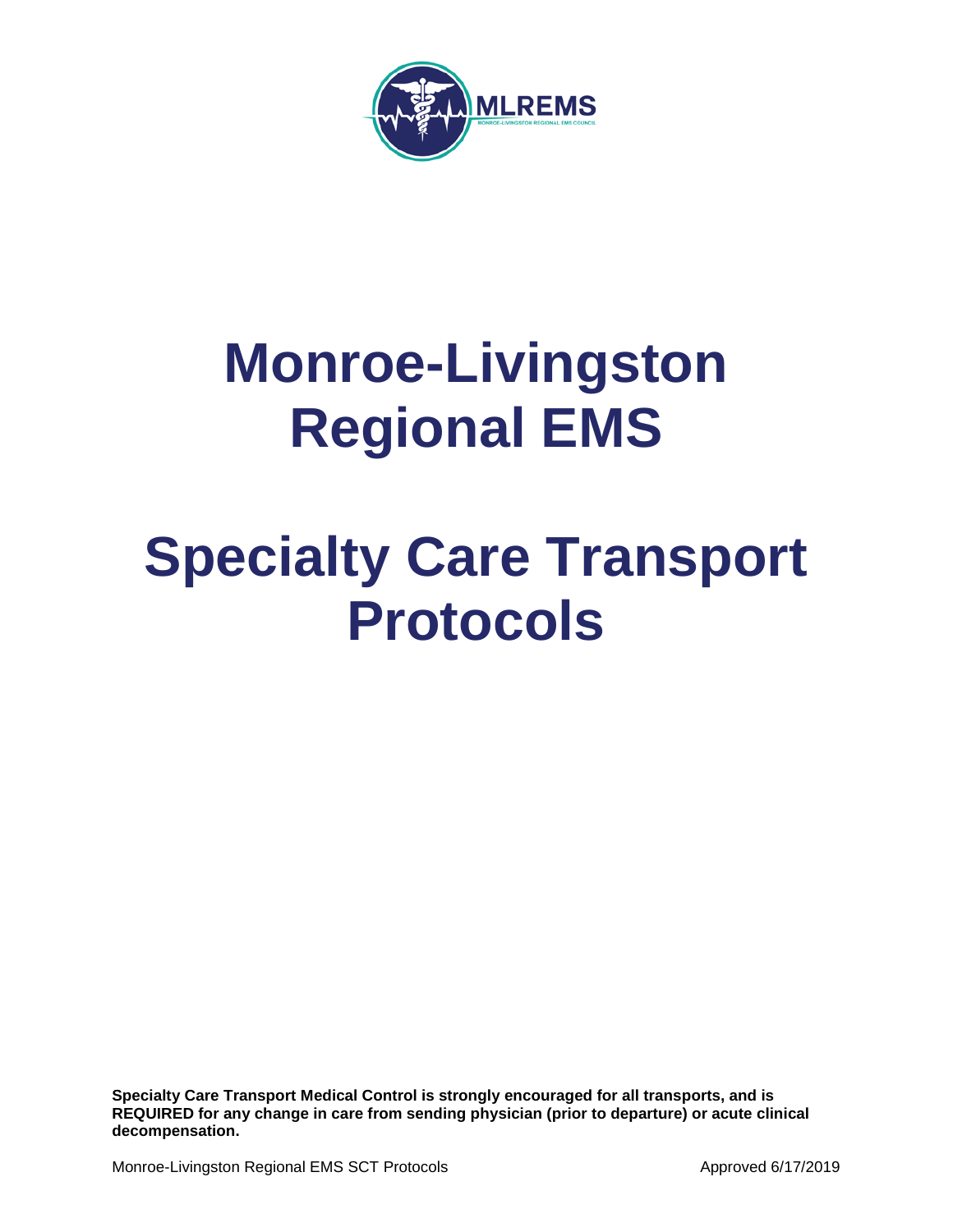# Monroe-Livingston Regional EMS

# Specialty Care Transport Protocols

**Specialty Care Transport Medical Control is strongly encouraged for all transports, and is REQUIRED for any change in care from sending physician (prior to departure) or acute clinical decompensation.**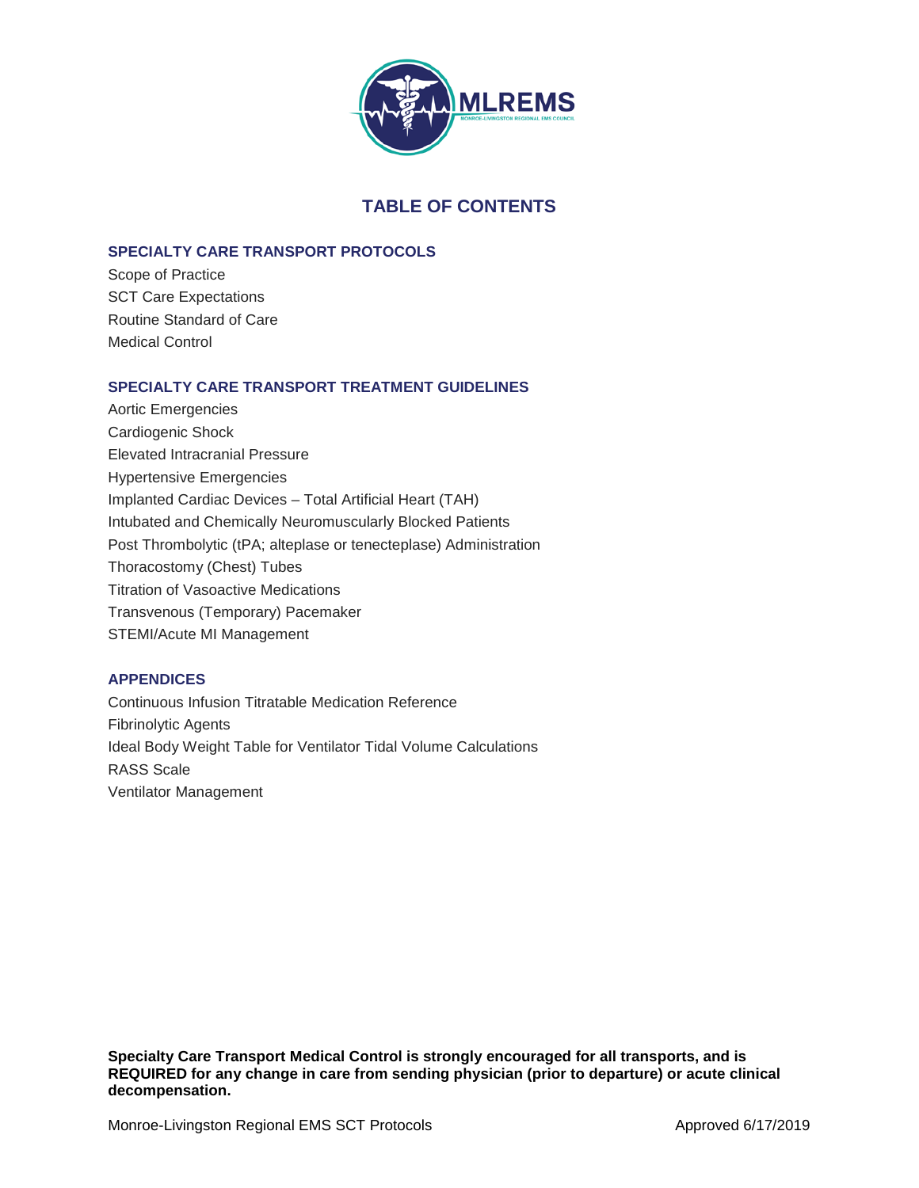# TABLE OF CONTENTS

## SPECIALTY CARE TRANSPORT PROTOCOLS

Scope of Practice
SCT Care Expectations
Routine Standard of Care
Medical Control

## SPECIALTY CARE TRANSPORT TREATMENT GUIDELINES

Aortic Emergencies
Cardiogenic Shock
Elevated Intracranial Pressure
Hypertensive Emergencies
Implanted Cardiac Devices – Total Artificial Heart (TAH)
Intubated and Chemically Neuromuscularly Blocked Patients
Post Thrombolytic (tPA; alteplase or tenecteplase) Administration
Thoracostomy (Chest) Tubes
Titration of Vasoactive Medications
Transvenous (Temporary) Pacemaker
STEMI/Acute MI Management

## APPENDICES

Continuous Infusion Titratable Medication Reference
Fibrinolytic Agents
Ideal Body Weight Table for Ventilator Tidal Volume Calculations
RASS Scale
Ventilator Management

**Specialty Care Transport Medical Control is strongly encouraged for all transports, and is REQUIRED for any change in care from sending physician (prior to departure) or acute clinical decompensation.**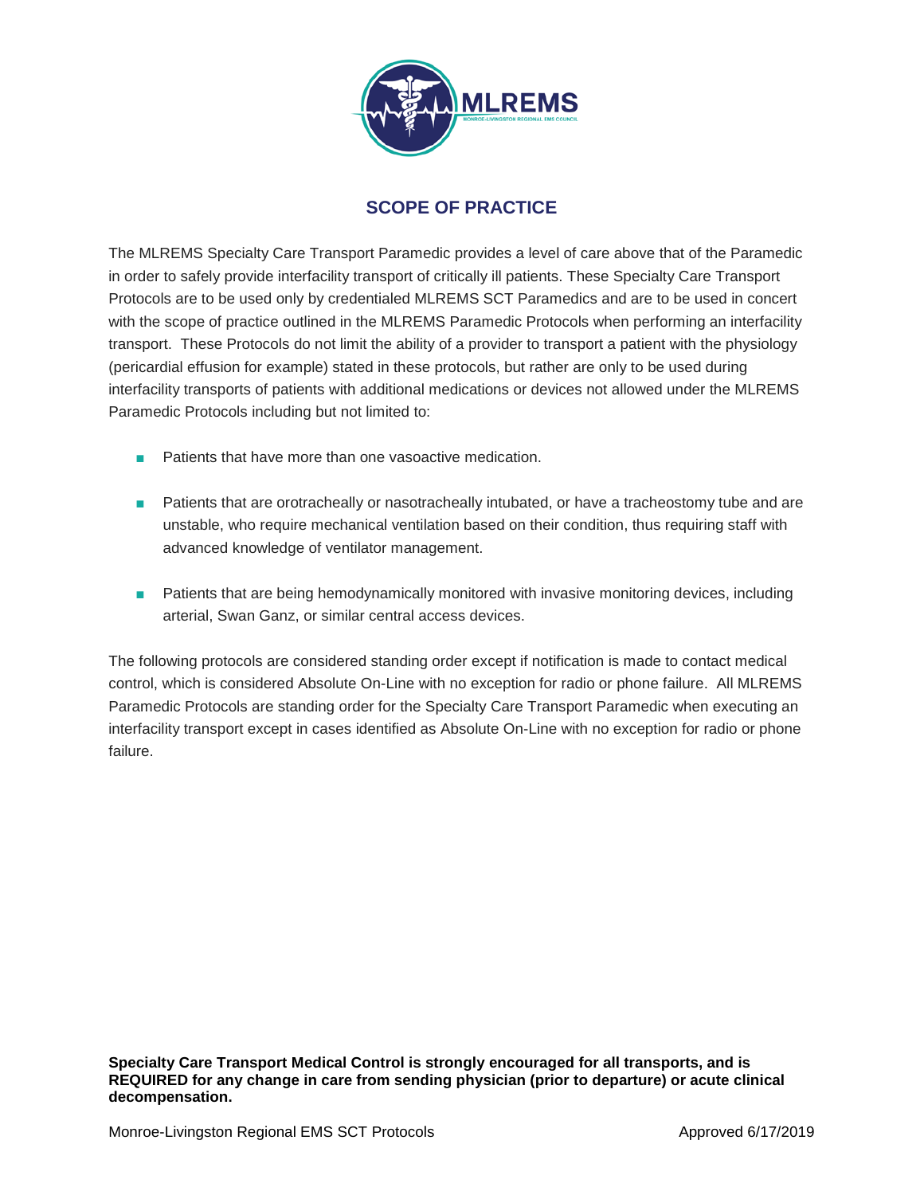# SCOPE OF PRACTICE

The MLREMS Specialty Care Transport Paramedic provides a level of care above that of the Paramedic in order to safely provide interfacility transport of critically ill patients. These Specialty Care Transport Protocols are to be used only by credentialed MLREMS SCT Paramedics and are to be used in concert with the scope of practice outlined in the MLREMS Paramedic Protocols when performing an interfacility transport. These Protocols do not limit the ability of a provider to transport a patient with the physiology (pericardial effusion for example) stated in these protocols, but rather are only to be used during interfacility transports of patients with additional medications or devices not allowed under the MLREMS Paramedic Protocols including but not limited to:

- Patients that have more than one vasoactive medication.
- Patients that are orotracheally or nasotracheally intubated, or have a tracheostomy tube and are unstable, who require mechanical ventilation based on their condition, thus requiring staff with advanced knowledge of ventilator management.
- Patients that are being hemodynamically monitored with invasive monitoring devices, including arterial, Swan Ganz, or similar central access devices.

The following protocols are considered standing order except if notification is made to contact medical control, which is considered Absolute On-Line with no exception for radio or phone failure. All MLREMS Paramedic Protocols are standing order for the Specialty Care Transport Paramedic when executing an interfacility transport except in cases identified as Absolute On-Line with no exception for radio or phone failure.

**Specialty Care Transport Medical Control is strongly encouraged for all transports, and is REQUIRED for any change in care from sending physician (prior to departure) or acute clinical decompensation.**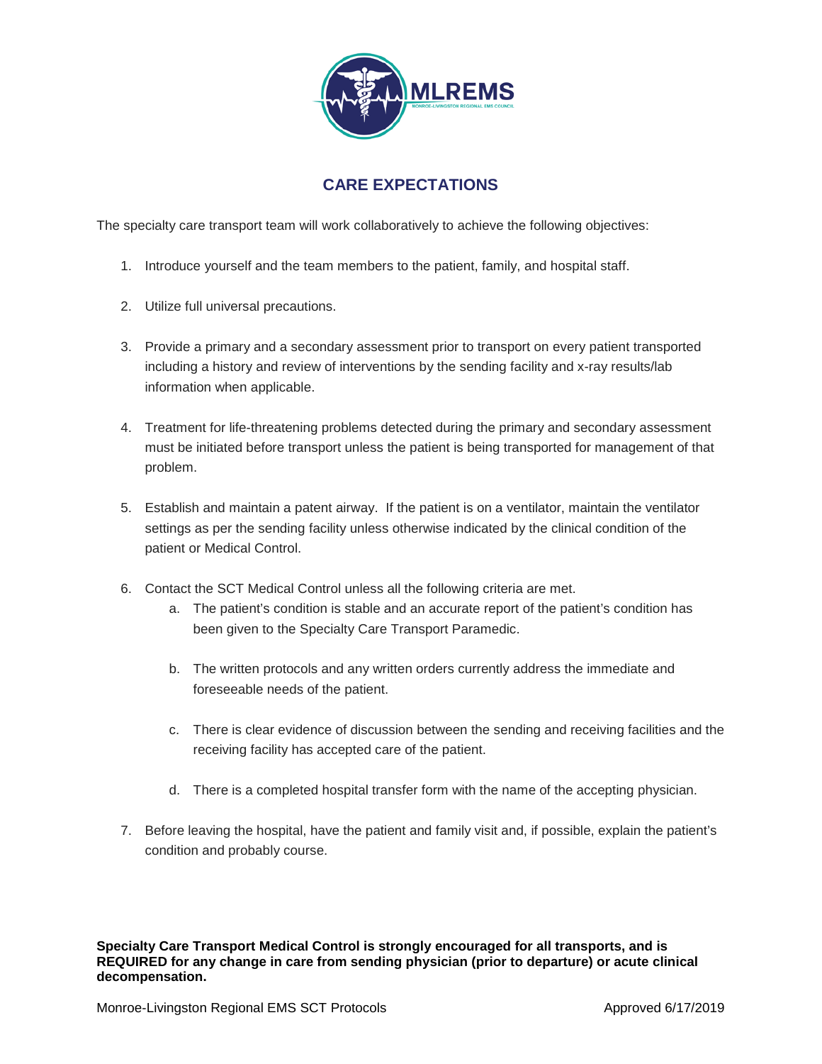# CARE EXPECTATIONS

The specialty care transport team will work collaboratively to achieve the following objectives:

1. Introduce yourself and the team members to the patient, family, and hospital staff.

2. Utilize full universal precautions.

3. Provide a primary and a secondary assessment prior to transport on every patient transported including a history and review of interventions by the sending facility and x-ray results/lab information when applicable.

4. Treatment for life-threatening problems detected during the primary and secondary assessment must be initiated before transport unless the patient is being transported for management of that problem.

5. Establish and maintain a patent airway. If the patient is on a ventilator, maintain the ventilator settings as per the sending facility unless otherwise indicated by the clinical condition of the patient or Medical Control.

6. Contact the SCT Medical Control unless all the following criteria are met.
   a. The patient's condition is stable and an accurate report of the patient's condition has been given to the Specialty Care Transport Paramedic.

   b. The written protocols and any written orders currently address the immediate and foreseeable needs of the patient.

   c. There is clear evidence of discussion between the sending and receiving facilities and the receiving facility has accepted care of the patient.

   d. There is a completed hospital transfer form with the name of the accepting physician.

7. Before leaving the hospital, have the patient and family visit and, if possible, explain the patient's condition and probably course.

**Specialty Care Transport Medical Control is strongly encouraged for all transports, and is REQUIRED for any change in care from sending physician (prior to departure) or acute clinical decompensation.**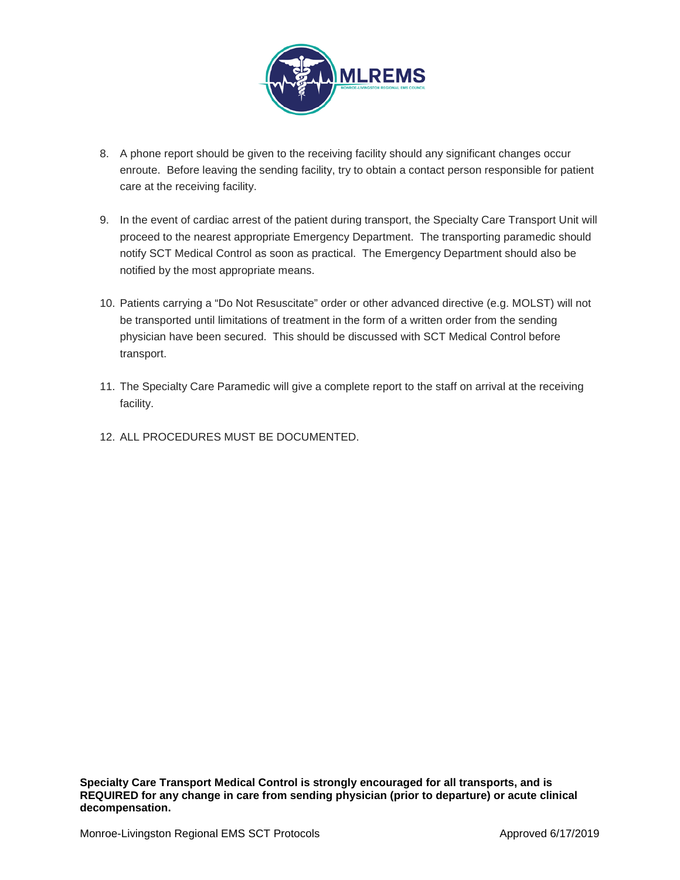8. A phone report should be given to the receiving facility should any significant changes occur enroute. Before leaving the sending facility, try to obtain a contact person responsible for patient care at the receiving facility.

9. In the event of cardiac arrest of the patient during transport, the Specialty Care Transport Unit will proceed to the nearest appropriate Emergency Department. The transporting paramedic should notify SCT Medical Control as soon as practical. The Emergency Department should also be notified by the most appropriate means.

10. Patients carrying a "Do Not Resuscitate" order or other advanced directive (e.g. MOLST) will not be transported until limitations of treatment in the form of a written order from the sending physician have been secured. This should be discussed with SCT Medical Control before transport.

11. The Specialty Care Paramedic will give a complete report to the staff on arrival at the receiving facility.

12. ALL PROCEDURES MUST BE DOCUMENTED.

**Specialty Care Transport Medical Control is strongly encouraged for all transports, and is REQUIRED for any change in care from sending physician (prior to departure) or acute clinical decompensation.**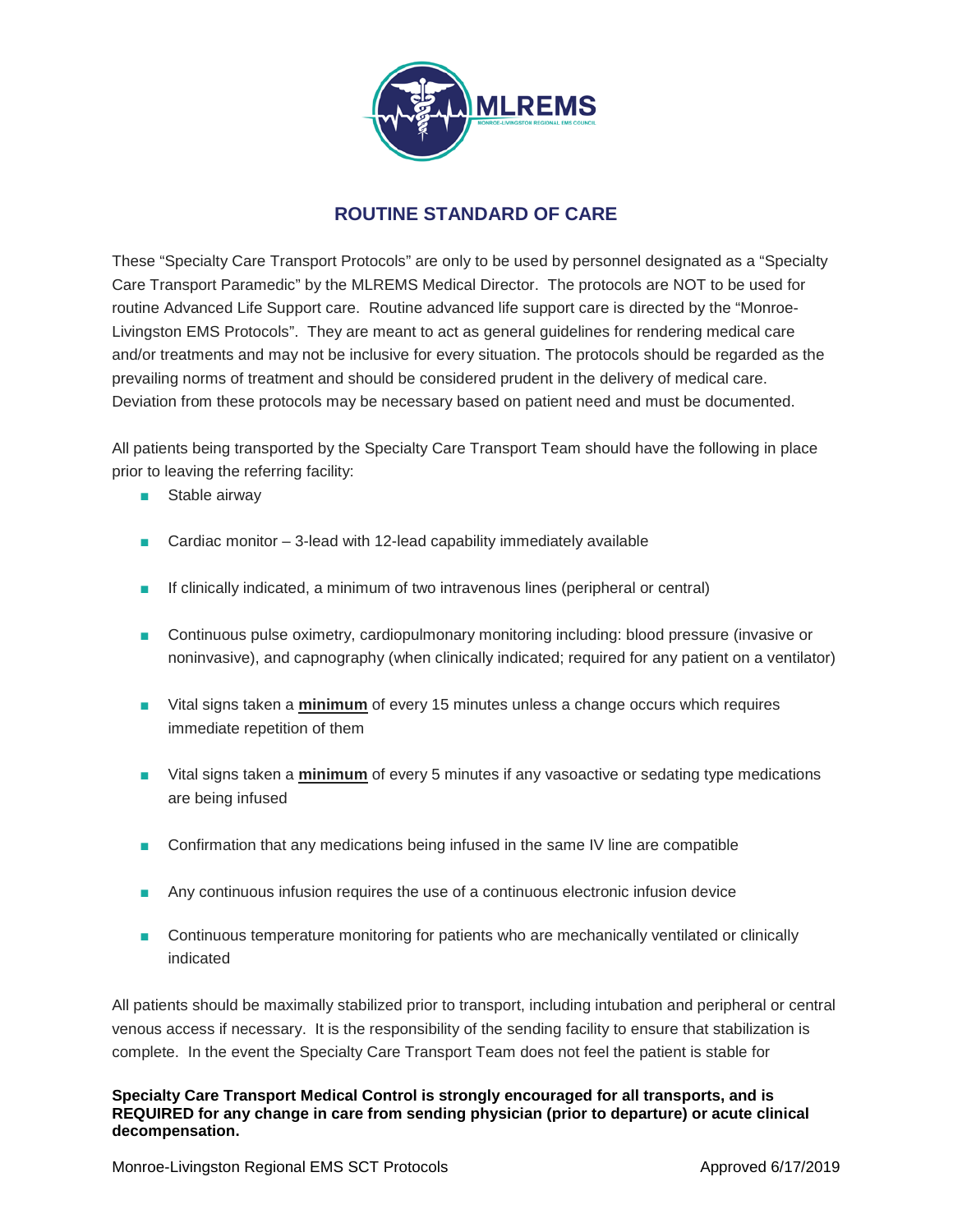# ROUTINE STANDARD OF CARE

These "Specialty Care Transport Protocols" are only to be used by personnel designated as a "Specialty Care Transport Paramedic" by the MLREMS Medical Director. The protocols are NOT to be used for routine Advanced Life Support care. Routine advanced life support care is directed by the "Monroe-Livingston EMS Protocols". They are meant to act as general guidelines for rendering medical care and/or treatments and may not be inclusive for every situation. The protocols should be regarded as the prevailing norms of treatment and should be considered prudent in the delivery of medical care. Deviation from these protocols may be necessary based on patient need and must be documented.

All patients being transported by the Specialty Care Transport Team should have the following in place prior to leaving the referring facility:

- Stable airway
- Cardiac monitor – 3-lead with 12-lead capability immediately available
- If clinically indicated, a minimum of two intravenous lines (peripheral or central)
- Continuous pulse oximetry, cardiopulmonary monitoring including: blood pressure (invasive or noninvasive), and capnography (when clinically indicated; required for any patient on a ventilator)
- Vital signs taken a **minimum** of every 15 minutes unless a change occurs which requires immediate repetition of them
- Vital signs taken a **minimum** of every 5 minutes if any vasoactive or sedating type medications are being infused
- Confirmation that any medications being infused in the same IV line are compatible
- Any continuous infusion requires the use of a continuous electronic infusion device
- Continuous temperature monitoring for patients who are mechanically ventilated or clinically indicated

All patients should be maximally stabilized prior to transport, including intubation and peripheral or central venous access if necessary. It is the responsibility of the sending facility to ensure that stabilization is complete. In the event the Specialty Care Transport Team does not feel the patient is stable for

**Specialty Care Transport Medical Control is strongly encouraged for all transports, and is REQUIRED for any change in care from sending physician (prior to departure) or acute clinical decompensation.**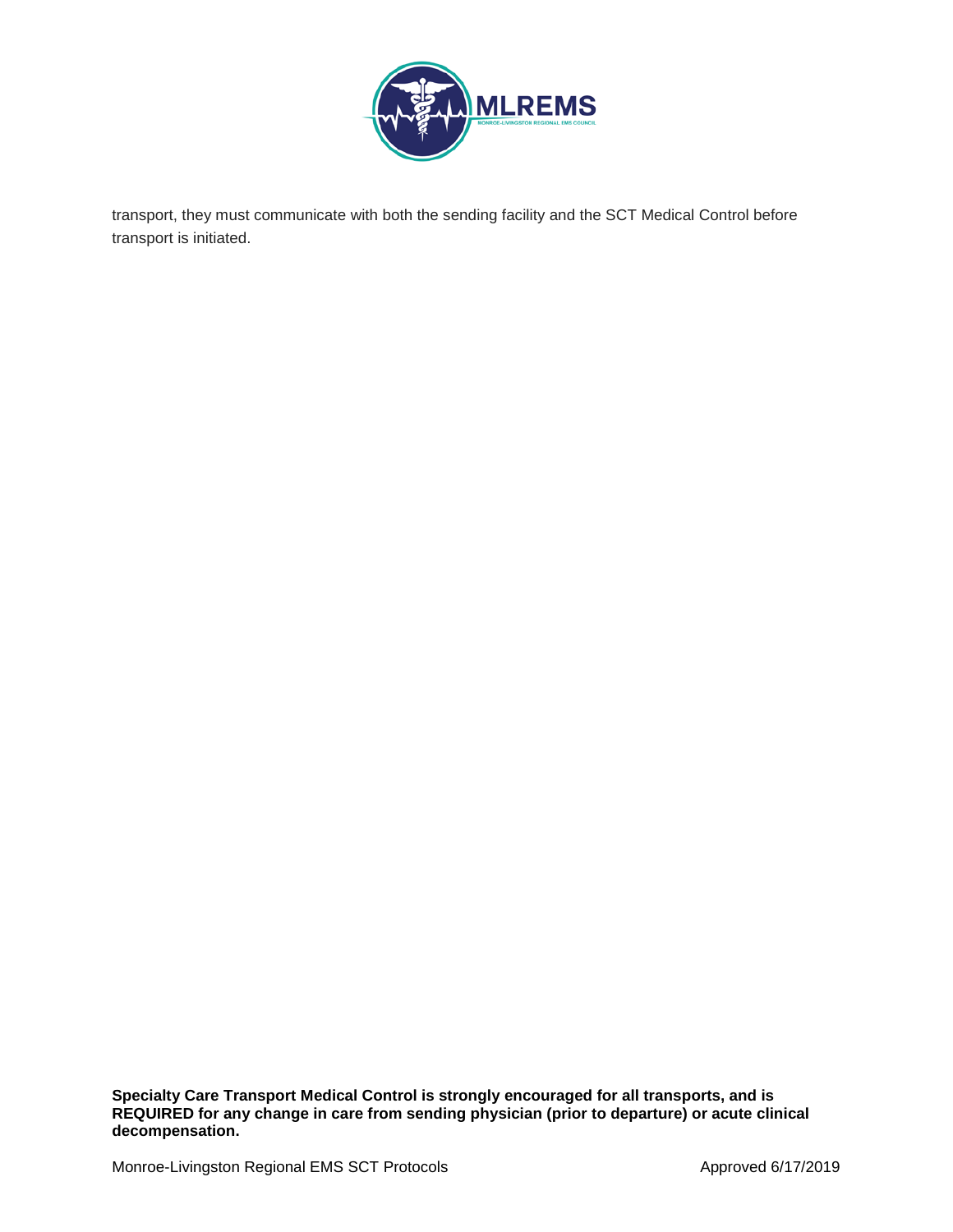transport, they must communicate with both the sending facility and the SCT Medical Control before transport is initiated.

**Specialty Care Transport Medical Control is strongly encouraged for all transports, and is REQUIRED for any change in care from sending physician (prior to departure) or acute clinical decompensation.**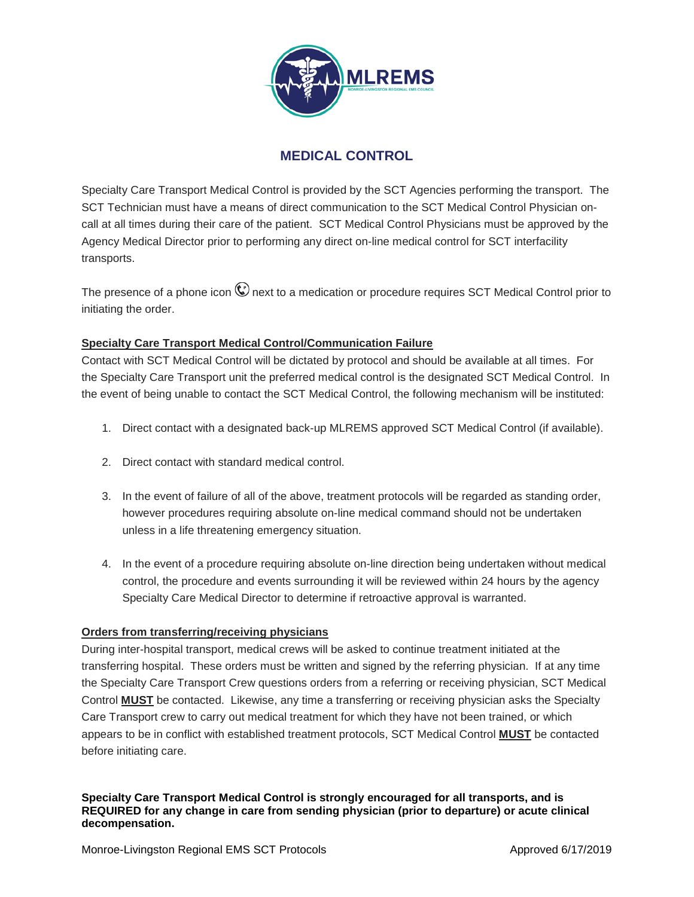# MEDICAL CONTROL

Specialty Care Transport Medical Control is provided by the SCT Agencies performing the transport. The SCT Technician must have a means of direct communication to the SCT Medical Control Physician on-call at all times during their care of the patient. SCT Medical Control Physicians must be approved by the Agency Medical Director prior to performing any direct on-line medical control for SCT interfacility transports.

The presence of a phone icon ✆ next to a medication or procedure requires SCT Medical Control prior to initiating the order.

## Specialty Care Transport Medical Control/Communication Failure

Contact with SCT Medical Control will be dictated by protocol and should be available at all times. For the Specialty Care Transport unit the preferred medical control is the designated SCT Medical Control. In the event of being unable to contact the SCT Medical Control, the following mechanism will be instituted:

1. Direct contact with a designated back-up MLREMS approved SCT Medical Control (if available).
2. Direct contact with standard medical control.
3. In the event of failure of all of the above, treatment protocols will be regarded as standing order, however procedures requiring absolute on-line medical command should not be undertaken unless in a life threatening emergency situation.
4. In the event of a procedure requiring absolute on-line direction being undertaken without medical control, the procedure and events surrounding it will be reviewed within 24 hours by the agency Specialty Care Medical Director to determine if retroactive approval is warranted.

## Orders from transferring/receiving physicians

During inter-hospital transport, medical crews will be asked to continue treatment initiated at the transferring hospital. These orders must be written and signed by the referring physician. If at any time the Specialty Care Transport Crew questions orders from a referring or receiving physician, SCT Medical Control **MUST** be contacted. Likewise, any time a transferring or receiving physician asks the Specialty Care Transport crew to carry out medical treatment for which they have not been trained, or which appears to be in conflict with established treatment protocols, SCT Medical Control **MUST** be contacted before initiating care.

**Specialty Care Transport Medical Control is strongly encouraged for all transports, and is REQUIRED for any change in care from sending physician (prior to departure) or acute clinical decompensation.**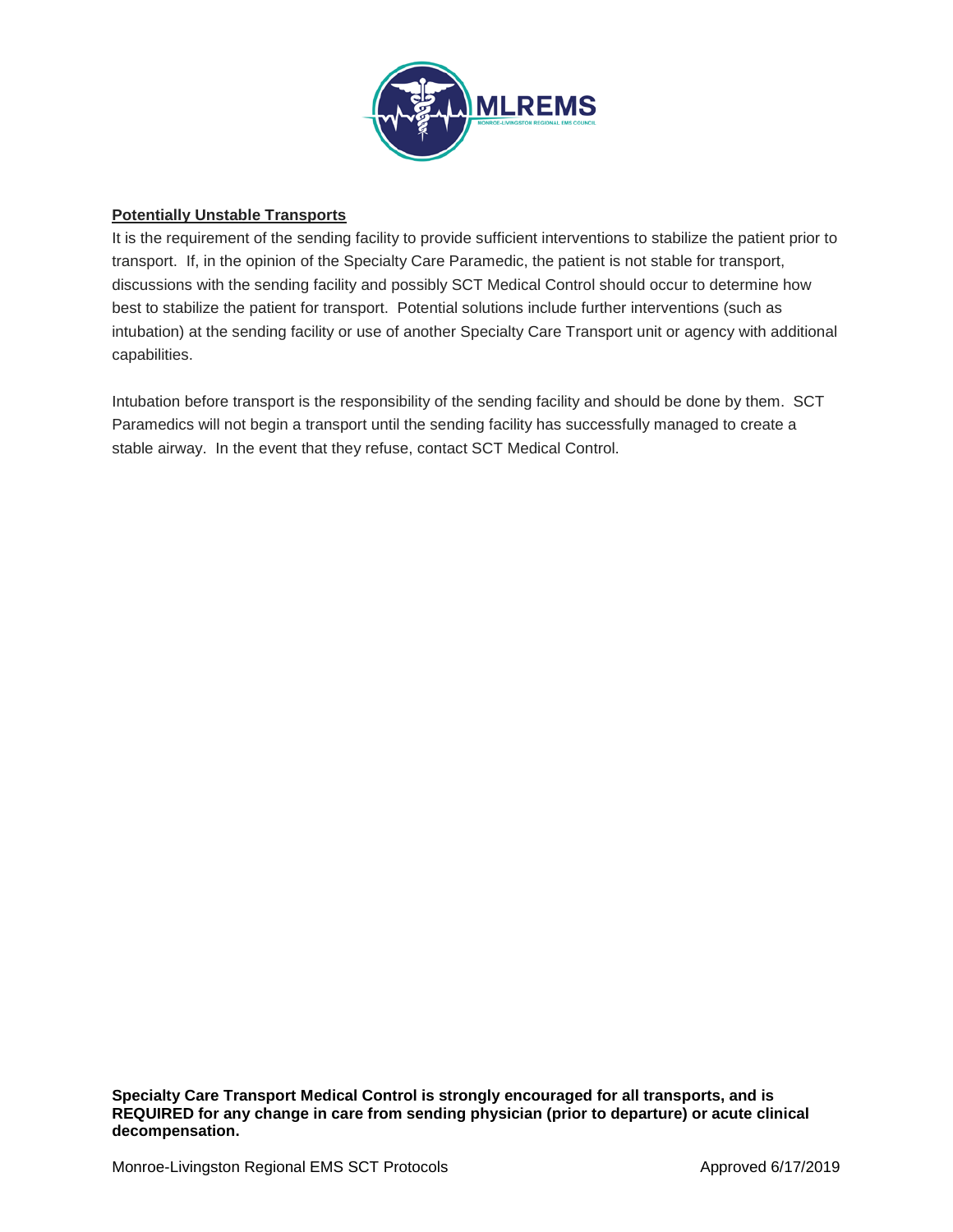**Potentially Unstable Transports**

It is the requirement of the sending facility to provide sufficient interventions to stabilize the patient prior to transport. If, in the opinion of the Specialty Care Paramedic, the patient is not stable for transport, discussions with the sending facility and possibly SCT Medical Control should occur to determine how best to stabilize the patient for transport. Potential solutions include further interventions (such as intubation) at the sending facility or use of another Specialty Care Transport unit or agency with additional capabilities.

Intubation before transport is the responsibility of the sending facility and should be done by them. SCT Paramedics will not begin a transport until the sending facility has successfully managed to create a stable airway. In the event that they refuse, contact SCT Medical Control.

**Specialty Care Transport Medical Control is strongly encouraged for all transports, and is REQUIRED for any change in care from sending physician (prior to departure) or acute clinical decompensation.**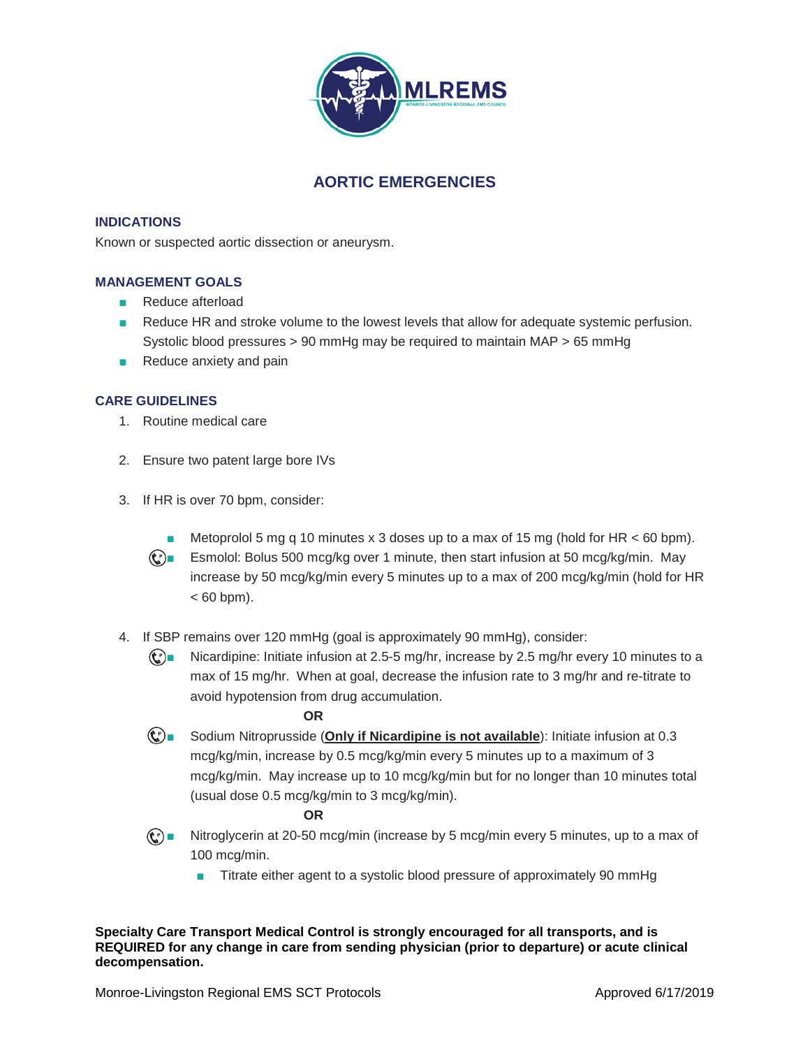# AORTIC EMERGENCIES

## INDICATIONS

Known or suspected aortic dissection or aneurysm.

## MANAGEMENT GOALS

- Reduce afterload
- Reduce HR and stroke volume to the lowest levels that allow for adequate systemic perfusion. Systolic blood pressures > 90 mmHg may be required to maintain MAP > 65 mmHg
- Reduce anxiety and pain

## CARE GUIDELINES

1. Routine medical care

2. Ensure two patent large bore IVs

3. If HR is over 70 bpm, consider:

   - Metoprolol 5 mg q 10 minutes x 3 doses up to a max of 15 mg (hold for HR < 60 bpm).
   - Esmolol: Bolus 500 mcg/kg over 1 minute, then start infusion at 50 mcg/kg/min. May increase by 50 mcg/kg/min every 5 minutes up to a max of 200 mcg/kg/min (hold for HR < 60 bpm).

4. If SBP remains over 120 mmHg (goal is approximately 90 mmHg), consider:
   - Nicardipine: Initiate infusion at 2.5-5 mg/hr, increase by 2.5 mg/hr every 10 minutes to a max of 15 mg/hr. When at goal, decrease the infusion rate to 3 mg/hr and re-titrate to avoid hypotension from drug accumulation.

     **OR**

   - Sodium Nitroprusside (**Only if Nicardipine is not available**): Initiate infusion at 0.3 mcg/kg/min, increase by 0.5 mcg/kg/min every 5 minutes up to a maximum of 3 mcg/kg/min. May increase up to 10 mcg/kg/min but for no longer than 10 minutes total (usual dose 0.5 mcg/kg/min to 3 mcg/kg/min).

     **OR**

   - Nitroglycerin at 20-50 mcg/min (increase by 5 mcg/min every 5 minutes, up to a max of 100 mcg/min.
     - Titrate either agent to a systolic blood pressure of approximately 90 mmHg

**Specialty Care Transport Medical Control is strongly encouraged for all transports, and is REQUIRED for any change in care from sending physician (prior to departure) or acute clinical decompensation.**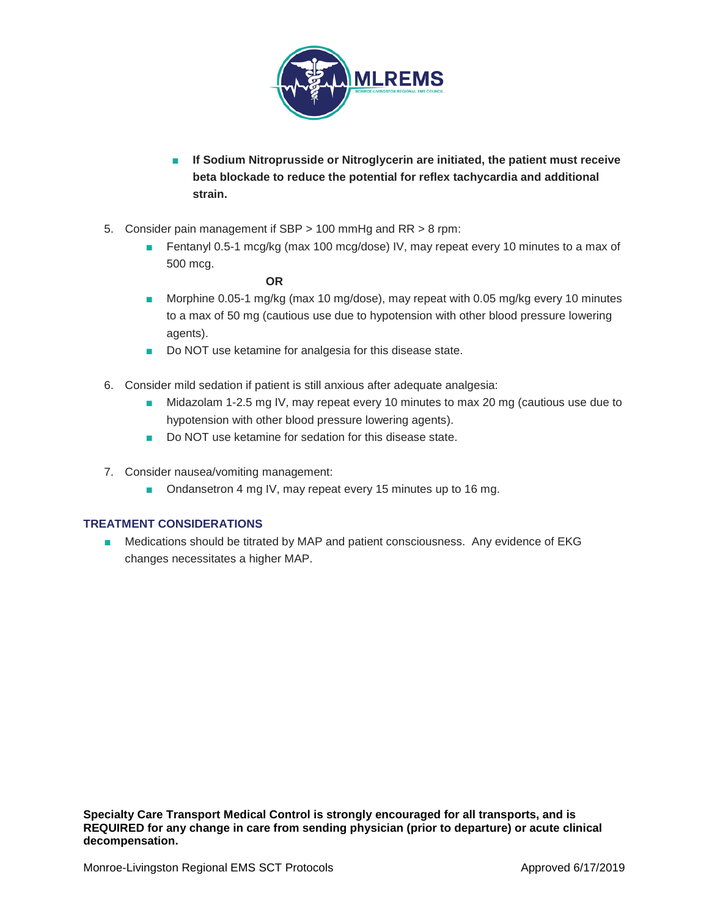- **If Sodium Nitroprusside or Nitroglycerin are initiated, the patient must receive beta blockade to reduce the potential for reflex tachycardia and additional strain.**

5. Consider pain management if SBP > 100 mmHg and RR > 8 rpm:
   - Fentanyl 0.5-1 mcg/kg (max 100 mcg/dose) IV, may repeat every 10 minutes to a max of 500 mcg.

     **OR**

   - Morphine 0.05-1 mg/kg (max 10 mg/dose), may repeat with 0.05 mg/kg every 10 minutes to a max of 50 mg (cautious use due to hypotension with other blood pressure lowering agents).
   - Do NOT use ketamine for analgesia for this disease state.

6. Consider mild sedation if patient is still anxious after adequate analgesia:
   - Midazolam 1-2.5 mg IV, may repeat every 10 minutes to max 20 mg (cautious use due to hypotension with other blood pressure lowering agents).
   - Do NOT use ketamine for sedation for this disease state.

7. Consider nausea/vomiting management:
   - Ondansetron 4 mg IV, may repeat every 15 minutes up to 16 mg.

## TREATMENT CONSIDERATIONS

- Medications should be titrated by MAP and patient consciousness. Any evidence of EKG changes necessitates a higher MAP.

**Specialty Care Transport Medical Control is strongly encouraged for all transports, and is REQUIRED for any change in care from sending physician (prior to departure) or acute clinical decompensation.**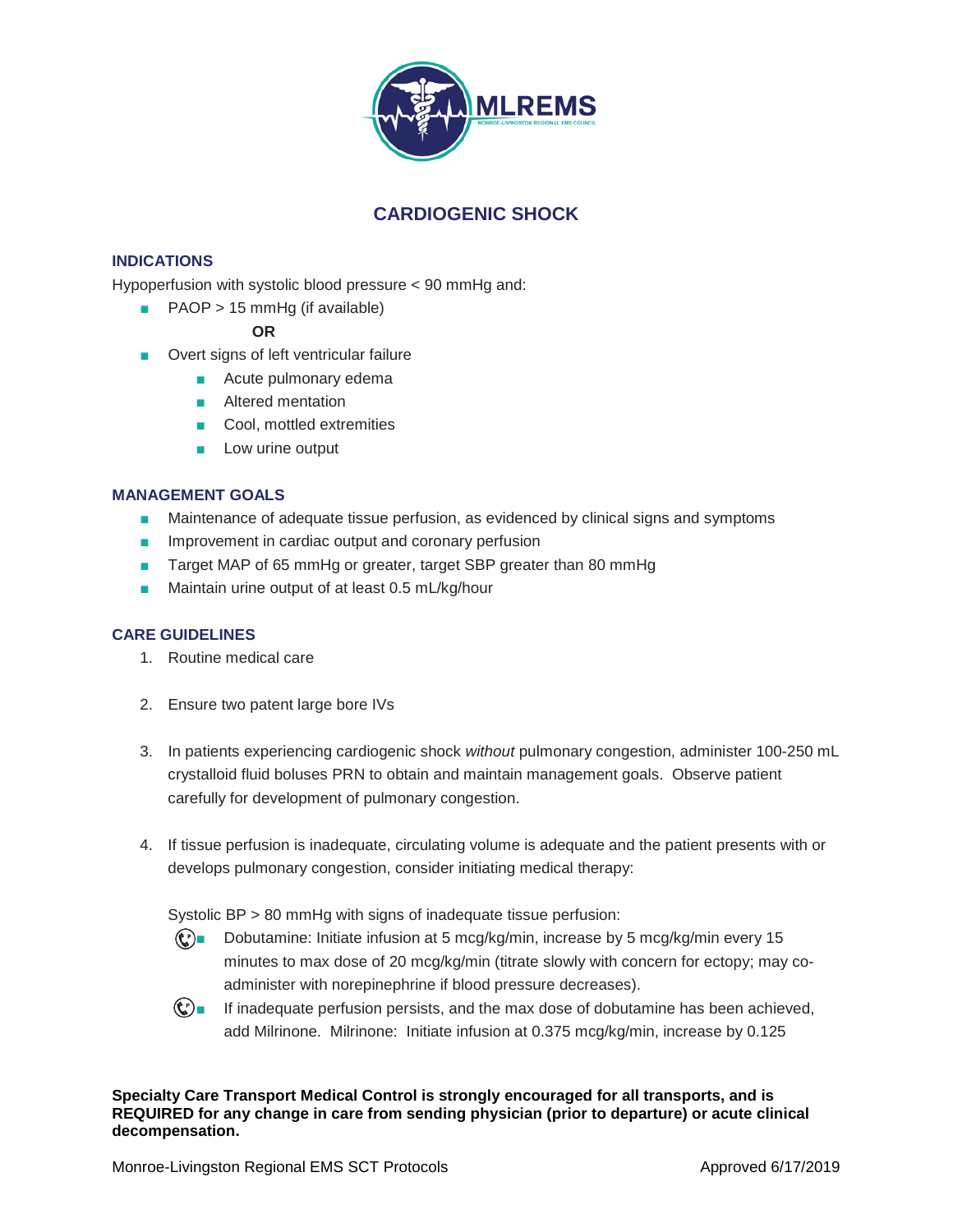# CARDIOGENIC SHOCK

## INDICATIONS

Hypoperfusion with systolic blood pressure < 90 mmHg and:

- PAOP > 15 mmHg (if available)

  **OR**

- Overt signs of left ventricular failure
  - Acute pulmonary edema
  - Altered mentation
  - Cool, mottled extremities
  - Low urine output

## MANAGEMENT GOALS

- Maintenance of adequate tissue perfusion, as evidenced by clinical signs and symptoms
- Improvement in cardiac output and coronary perfusion
- Target MAP of 65 mmHg or greater, target SBP greater than 80 mmHg
- Maintain urine output of at least 0.5 mL/kg/hour

## CARE GUIDELINES

1. Routine medical care

2. Ensure two patent large bore IVs

3. In patients experiencing cardiogenic shock *without* pulmonary congestion, administer 100-250 mL crystalloid fluid boluses PRN to obtain and maintain management goals. Observe patient carefully for development of pulmonary congestion.

4. If tissue perfusion is inadequate, circulating volume is adequate and the patient presents with or develops pulmonary congestion, consider initiating medical therapy:

   Systolic BP > 80 mmHg with signs of inadequate tissue perfusion:

   - Dobutamine: Initiate infusion at 5 mcg/kg/min, increase by 5 mcg/kg/min every 15 minutes to max dose of 20 mcg/kg/min (titrate slowly with concern for ectopy; may co-administer with norepinephrine if blood pressure decreases).
   - If inadequate perfusion persists, and the max dose of dobutamine has been achieved, add Milrinone. Milrinone: Initiate infusion at 0.375 mcg/kg/min, increase by 0.125

**Specialty Care Transport Medical Control is strongly encouraged for all transports, and is REQUIRED for any change in care from sending physician (prior to departure) or acute clinical decompensation.**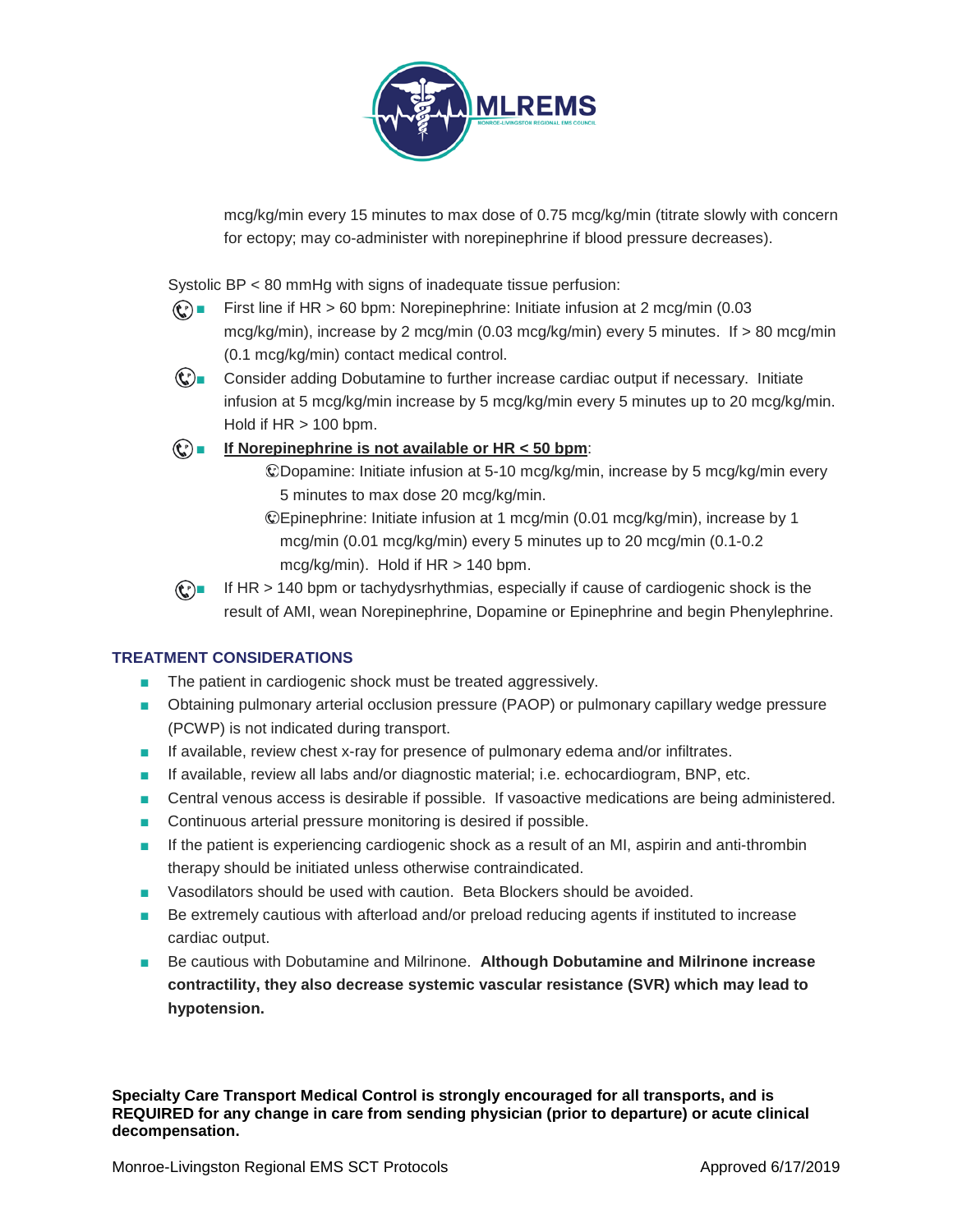mcg/kg/min every 15 minutes to max dose of 0.75 mcg/kg/min (titrate slowly with concern for ectopy; may co-administer with norepinephrine if blood pressure decreases).

Systolic BP < 80 mmHg with signs of inadequate tissue perfusion:

- First line if HR > 60 bpm: Norepinephrine: Initiate infusion at 2 mcg/min (0.03 mcg/kg/min), increase by 2 mcg/min (0.03 mcg/kg/min) every 5 minutes. If > 80 mcg/min (0.1 mcg/kg/min) contact medical control.
- Consider adding Dobutamine to further increase cardiac output if necessary. Initiate infusion at 5 mcg/kg/min increase by 5 mcg/kg/min every 5 minutes up to 20 mcg/kg/min. Hold if HR > 100 bpm.
- <u>**If Norepinephrine is not available or HR < 50 bpm**</u>:
  - Dopamine: Initiate infusion at 5-10 mcg/kg/min, increase by 5 mcg/kg/min every 5 minutes to max dose 20 mcg/kg/min.
  - Epinephrine: Initiate infusion at 1 mcg/min (0.01 mcg/kg/min), increase by 1 mcg/min (0.01 mcg/kg/min) every 5 minutes up to 20 mcg/min (0.1-0.2 mcg/kg/min). Hold if HR > 140 bpm.
- If HR > 140 bpm or tachydysrhythmias, especially if cause of cardiogenic shock is the result of AMI, wean Norepinephrine, Dopamine or Epinephrine and begin Phenylephrine.

## TREATMENT CONSIDERATIONS

- The patient in cardiogenic shock must be treated aggressively.
- Obtaining pulmonary arterial occlusion pressure (PAOP) or pulmonary capillary wedge pressure (PCWP) is not indicated during transport.
- If available, review chest x-ray for presence of pulmonary edema and/or infiltrates.
- If available, review all labs and/or diagnostic material; i.e. echocardiogram, BNP, etc.
- Central venous access is desirable if possible. If vasoactive medications are being administered.
- Continuous arterial pressure monitoring is desired if possible.
- If the patient is experiencing cardiogenic shock as a result of an MI, aspirin and anti-thrombin therapy should be initiated unless otherwise contraindicated.
- Vasodilators should be used with caution. Beta Blockers should be avoided.
- Be extremely cautious with afterload and/or preload reducing agents if instituted to increase cardiac output.
- Be cautious with Dobutamine and Milrinone. **Although Dobutamine and Milrinone increase contractility, they also decrease systemic vascular resistance (SVR) which may lead to hypotension.**

**Specialty Care Transport Medical Control is strongly encouraged for all transports, and is REQUIRED for any change in care from sending physician (prior to departure) or acute clinical decompensation.**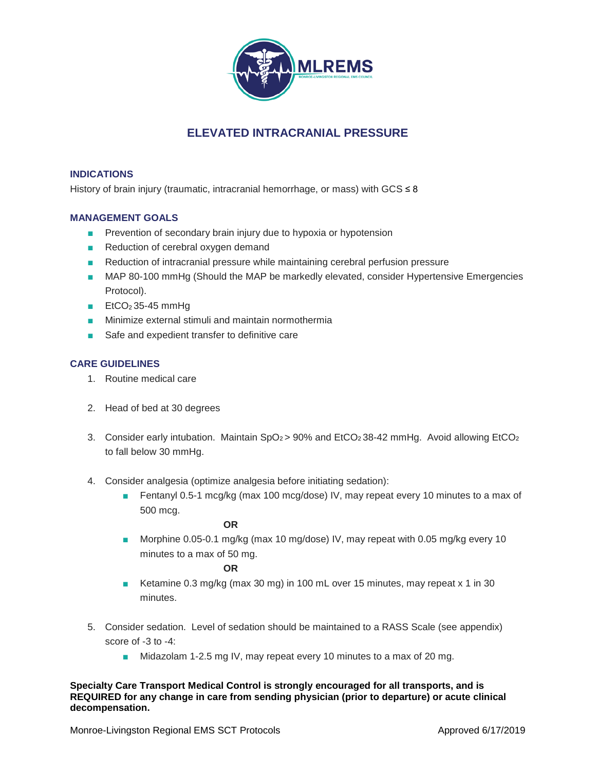# ELEVATED INTRACRANIAL PRESSURE

## INDICATIONS

History of brain injury (traumatic, intracranial hemorrhage, or mass) with GCS ≤ 8

## MANAGEMENT GOALS

- Prevention of secondary brain injury due to hypoxia or hypotension
- Reduction of cerebral oxygen demand
- Reduction of intracranial pressure while maintaining cerebral perfusion pressure
- MAP 80-100 mmHg (Should the MAP be markedly elevated, consider Hypertensive Emergencies Protocol).
- $EtCO_2$ 35-45 mmHg
- Minimize external stimuli and maintain normothermia
- Safe and expedient transfer to definitive care

## CARE GUIDELINES

1. Routine medical care

2. Head of bed at 30 degrees

3. Consider early intubation. Maintain $SpO_2 > 90\%$ and $EtCO_2$ 38-42 mmHg. Avoid allowing $EtCO_2$ to fall below 30 mmHg.

4. Consider analgesia (optimize analgesia before initiating sedation):
   - Fentanyl 0.5-1 mcg/kg (max 100 mcg/dose) IV, may repeat every 10 minutes to a max of 500 mcg.

     **OR**
   - Morphine 0.05-0.1 mg/kg (max 10 mg/dose) IV, may repeat with 0.05 mg/kg every 10 minutes to a max of 50 mg.

     **OR**
   - Ketamine 0.3 mg/kg (max 30 mg) in 100 mL over 15 minutes, may repeat x 1 in 30 minutes.

5. Consider sedation. Level of sedation should be maintained to a RASS Scale (see appendix) score of -3 to -4:
   - Midazolam 1-2.5 mg IV, may repeat every 10 minutes to a max of 20 mg.

**Specialty Care Transport Medical Control is strongly encouraged for all transports, and is REQUIRED for any change in care from sending physician (prior to departure) or acute clinical decompensation.**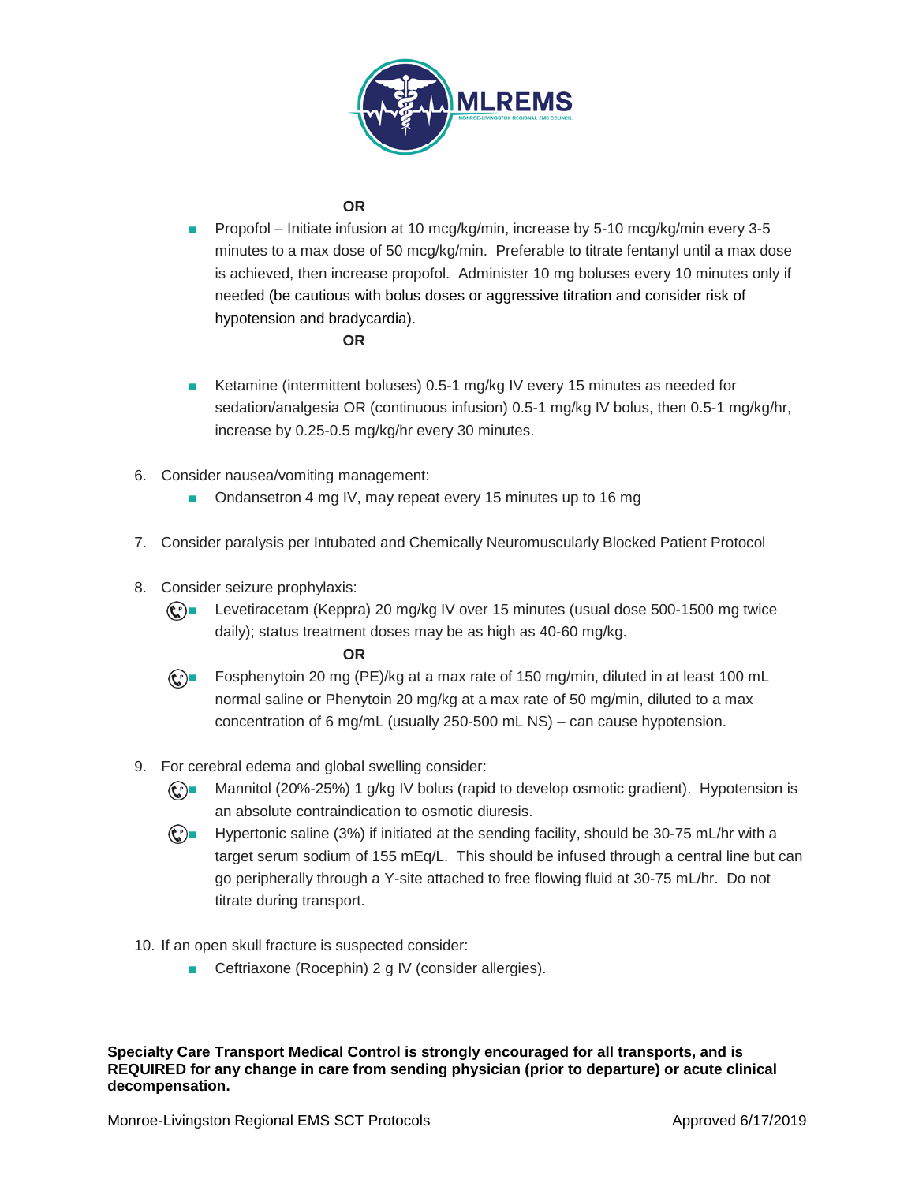**OR**

- Propofol – Initiate infusion at 10 mcg/kg/min, increase by 5-10 mcg/kg/min every 3-5 minutes to a max dose of 50 mcg/kg/min. Preferable to titrate fentanyl until a max dose is achieved, then increase propofol. Administer 10 mg boluses every 10 minutes only if needed (be cautious with bolus doses or aggressive titration and consider risk of hypotension and bradycardia).

**OR**

- Ketamine (intermittent boluses) 0.5-1 mg/kg IV every 15 minutes as needed for sedation/analgesia OR (continuous infusion) 0.5-1 mg/kg IV bolus, then 0.5-1 mg/kg/hr, increase by 0.25-0.5 mg/kg/hr every 30 minutes.

6. Consider nausea/vomiting management:
   - Ondansetron 4 mg IV, may repeat every 15 minutes up to 16 mg

7. Consider paralysis per Intubated and Chemically Neuromuscularly Blocked Patient Protocol

8. Consider seizure prophylaxis:
   - Levetiracetam (Keppra) 20 mg/kg IV over 15 minutes (usual dose 500-1500 mg twice daily); status treatment doses may be as high as 40-60 mg/kg.

     **OR**

   - Fosphenytoin 20 mg (PE)/kg at a max rate of 150 mg/min, diluted in at least 100 mL normal saline or Phenytoin 20 mg/kg at a max rate of 50 mg/min, diluted to a max concentration of 6 mg/mL (usually 250-500 mL NS) – can cause hypotension.

9. For cerebral edema and global swelling consider:
   - Mannitol (20%-25%) 1 g/kg IV bolus (rapid to develop osmotic gradient). Hypotension is an absolute contraindication to osmotic diuresis.
   - Hypertonic saline (3%) if initiated at the sending facility, should be 30-75 mL/hr with a target serum sodium of 155 mEq/L. This should be infused through a central line but can go peripherally through a Y-site attached to free flowing fluid at 30-75 mL/hr. Do not titrate during transport.

10. If an open skull fracture is suspected consider:
    - Ceftriaxone (Rocephin) 2 g IV (consider allergies).

**Specialty Care Transport Medical Control is strongly encouraged for all transports, and is REQUIRED for any change in care from sending physician (prior to departure) or acute clinical decompensation.**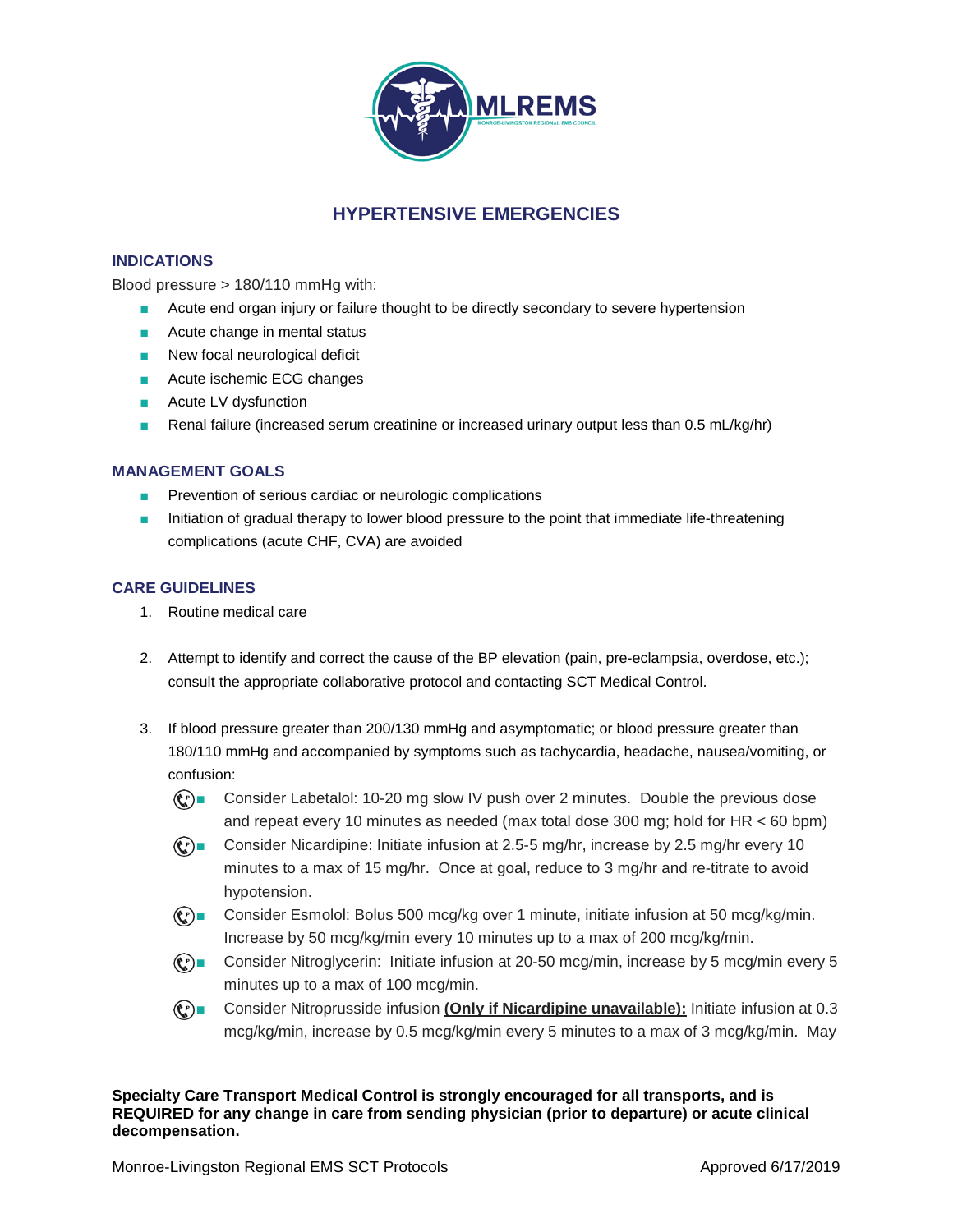# HYPERTENSIVE EMERGENCIES

## INDICATIONS

Blood pressure > 180/110 mmHg with:

- Acute end organ injury or failure thought to be directly secondary to severe hypertension
- Acute change in mental status
- New focal neurological deficit
- Acute ischemic ECG changes
- Acute LV dysfunction
- Renal failure (increased serum creatinine or increased urinary output less than 0.5 mL/kg/hr)

## MANAGEMENT GOALS

- Prevention of serious cardiac or neurologic complications
- Initiation of gradual therapy to lower blood pressure to the point that immediate life-threatening complications (acute CHF, CVA) are avoided

## CARE GUIDELINES

1. Routine medical care

2. Attempt to identify and correct the cause of the BP elevation (pain, pre-eclampsia, overdose, etc.); consult the appropriate collaborative protocol and contacting SCT Medical Control.

3. If blood pressure greater than 200/130 mmHg and asymptomatic; or blood pressure greater than 180/110 mmHg and accompanied by symptoms such as tachycardia, headache, nausea/vomiting, or confusion:
   - Consider Labetalol: 10-20 mg slow IV push over 2 minutes. Double the previous dose and repeat every 10 minutes as needed (max total dose 300 mg; hold for HR < 60 bpm)
   - Consider Nicardipine: Initiate infusion at 2.5-5 mg/hr, increase by 2.5 mg/hr every 10 minutes to a max of 15 mg/hr. Once at goal, reduce to 3 mg/hr and re-titrate to avoid hypotension.
   - Consider Esmolol: Bolus 500 mcg/kg over 1 minute, initiate infusion at 50 mcg/kg/min. Increase by 50 mcg/kg/min every 10 minutes up to a max of 200 mcg/kg/min.
   - Consider Nitroglycerin: Initiate infusion at 20-50 mcg/min, increase by 5 mcg/min every 5 minutes up to a max of 100 mcg/min.
   - Consider Nitroprusside infusion **(Only if Nicardipine unavailable):** Initiate infusion at 0.3 mcg/kg/min, increase by 0.5 mcg/kg/min every 5 minutes to a max of 3 mcg/kg/min. May

**Specialty Care Transport Medical Control is strongly encouraged for all transports, and is REQUIRED for any change in care from sending physician (prior to departure) or acute clinical decompensation.**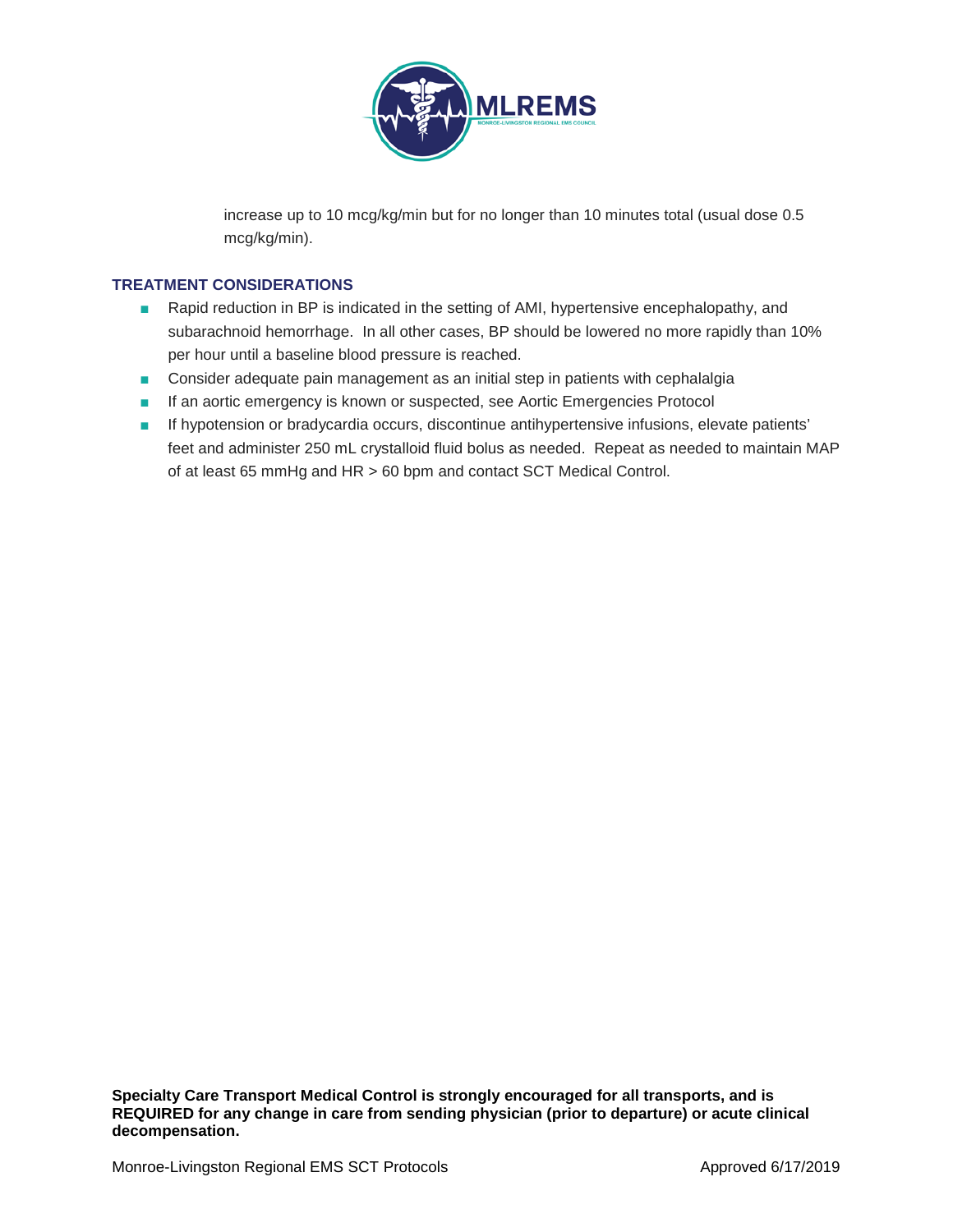increase up to 10 mcg/kg/min but for no longer than 10 minutes total (usual dose 0.5 mcg/kg/min).

## TREATMENT CONSIDERATIONS

- Rapid reduction in BP is indicated in the setting of AMI, hypertensive encephalopathy, and subarachnoid hemorrhage. In all other cases, BP should be lowered no more rapidly than 10% per hour until a baseline blood pressure is reached.
- Consider adequate pain management as an initial step in patients with cephalalgia
- If an aortic emergency is known or suspected, see Aortic Emergencies Protocol
- If hypotension or bradycardia occurs, discontinue antihypertensive infusions, elevate patients' feet and administer 250 mL crystalloid fluid bolus as needed. Repeat as needed to maintain MAP of at least 65 mmHg and HR > 60 bpm and contact SCT Medical Control.

**Specialty Care Transport Medical Control is strongly encouraged for all transports, and is REQUIRED for any change in care from sending physician (prior to departure) or acute clinical decompensation.**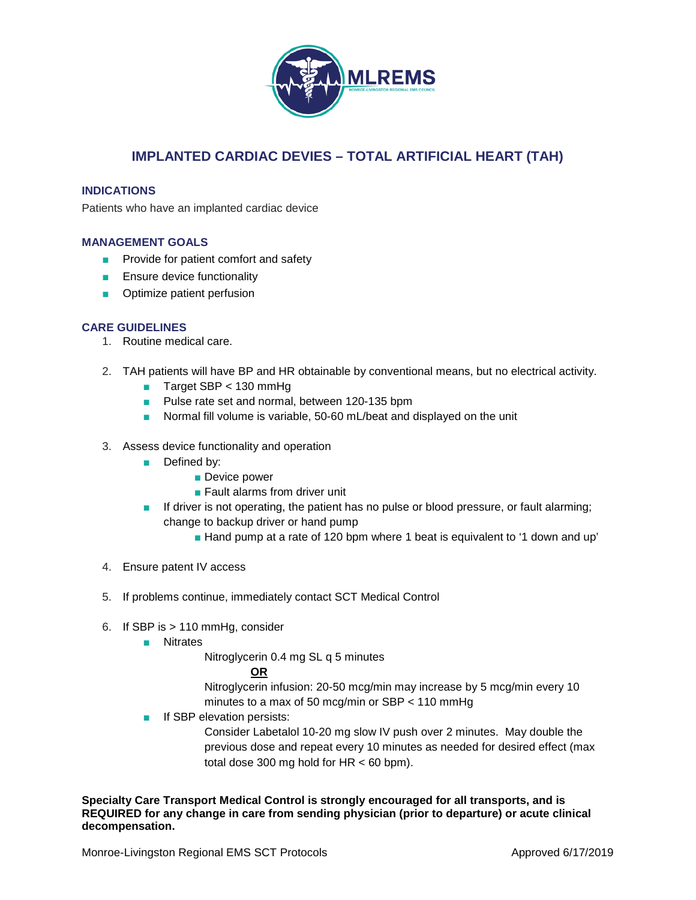# IMPLANTED CARDIAC DEVIES – TOTAL ARTIFICIAL HEART (TAH)

## INDICATIONS

Patients who have an implanted cardiac device

## MANAGEMENT GOALS

- Provide for patient comfort and safety
- Ensure device functionality
- Optimize patient perfusion

## CARE GUIDELINES

1. Routine medical care.

2. TAH patients will have BP and HR obtainable by conventional means, but no electrical activity.
   - Target SBP < 130 mmHg
   - Pulse rate set and normal, between 120-135 bpm
   - Normal fill volume is variable, 50-60 mL/beat and displayed on the unit

3. Assess device functionality and operation
   - Defined by:
     - Device power
     - Fault alarms from driver unit
   - If driver is not operating, the patient has no pulse or blood pressure, or fault alarming; change to backup driver or hand pump
     - Hand pump at a rate of 120 bpm where 1 beat is equivalent to '1 down and up'

4. Ensure patent IV access

5. If problems continue, immediately contact SCT Medical Control

6. If SBP is > 110 mmHg, consider
   - Nitrates

     Nitroglycerin 0.4 mg SL q 5 minutes

     **OR**

     Nitroglycerin infusion: 20-50 mcg/min may increase by 5 mcg/min every 10 minutes to a max of 50 mcg/min or SBP < 110 mmHg
   - If SBP elevation persists:

     Consider Labetalol 10-20 mg slow IV push over 2 minutes. May double the previous dose and repeat every 10 minutes as needed for desired effect (max total dose 300 mg hold for HR < 60 bpm).

**Specialty Care Transport Medical Control is strongly encouraged for all transports, and is REQUIRED for any change in care from sending physician (prior to departure) or acute clinical decompensation.**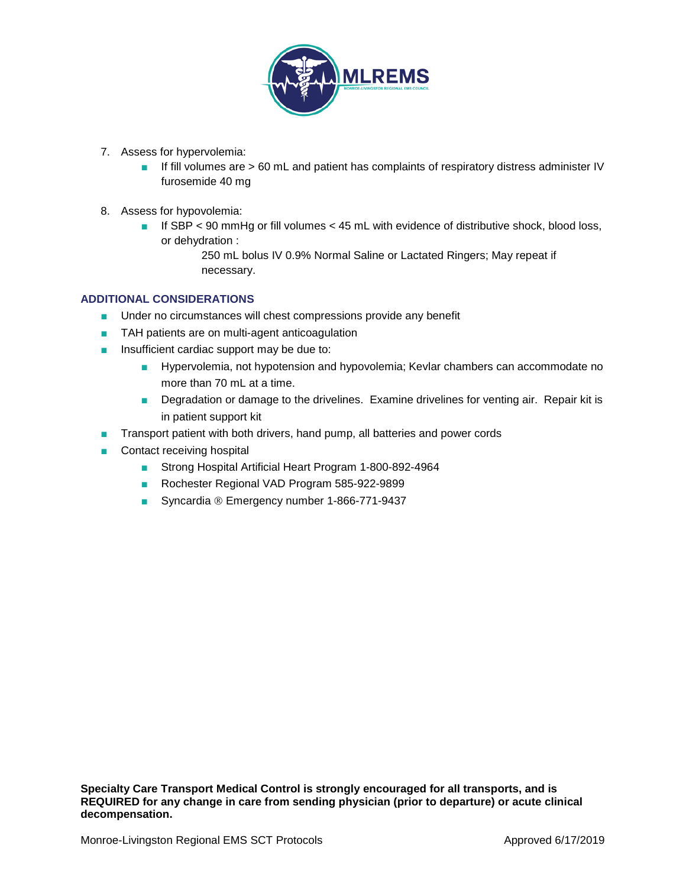7. Assess for hypervolemia:
   - If fill volumes are > 60 mL and patient has complaints of respiratory distress administer IV furosemide 40 mg

8. Assess for hypovolemia:
   - If SBP < 90 mmHg or fill volumes < 45 mL with evidence of distributive shock, blood loss, or dehydration :

     250 mL bolus IV 0.9% Normal Saline or Lactated Ringers; May repeat if necessary.

## ADDITIONAL CONSIDERATIONS

- Under no circumstances will chest compressions provide any benefit
- TAH patients are on multi-agent anticoagulation
- Insufficient cardiac support may be due to:
  - Hypervolemia, not hypotension and hypovolemia; Kevlar chambers can accommodate no more than 70 mL at a time.
  - Degradation or damage to the drivelines. Examine drivelines for venting air. Repair kit is in patient support kit
- Transport patient with both drivers, hand pump, all batteries and power cords
- Contact receiving hospital
  - Strong Hospital Artificial Heart Program 1-800-892-4964
  - Rochester Regional VAD Program 585-922-9899
  - Syncardia ® Emergency number 1-866-771-9437

**Specialty Care Transport Medical Control is strongly encouraged for all transports, and is REQUIRED for any change in care from sending physician (prior to departure) or acute clinical decompensation.**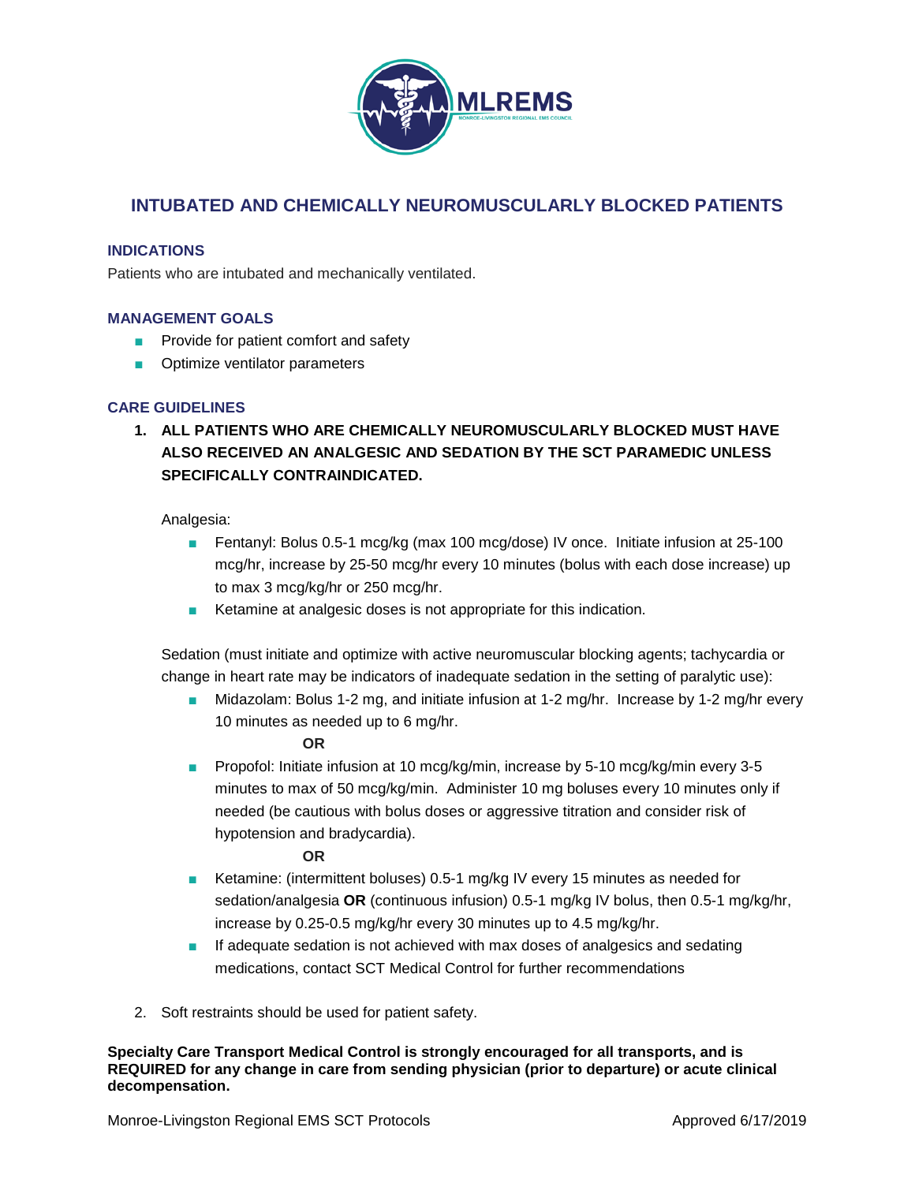# INTUBATED AND CHEMICALLY NEUROMUSCULARLY BLOCKED PATIENTS

## INDICATIONS

Patients who are intubated and mechanically ventilated.

## MANAGEMENT GOALS

- Provide for patient comfort and safety
- Optimize ventilator parameters

## CARE GUIDELINES

1. **ALL PATIENTS WHO ARE CHEMICALLY NEUROMUSCULARLY BLOCKED MUST HAVE ALSO RECEIVED AN ANALGESIC AND SEDATION BY THE SCT PARAMEDIC UNLESS SPECIFICALLY CONTRAINDICATED.**

   Analgesia:
   - Fentanyl: Bolus 0.5-1 mcg/kg (max 100 mcg/dose) IV once. Initiate infusion at 25-100 mcg/hr, increase by 25-50 mcg/hr every 10 minutes (bolus with each dose increase) up to max 3 mcg/kg/hr or 250 mcg/hr.
   - Ketamine at analgesic doses is not appropriate for this indication.

   Sedation (must initiate and optimize with active neuromuscular blocking agents; tachycardia or change in heart rate may be indicators of inadequate sedation in the setting of paralytic use):
   - Midazolam: Bolus 1-2 mg, and initiate infusion at 1-2 mg/hr. Increase by 1-2 mg/hr every 10 minutes as needed up to 6 mg/hr.

     **OR**
   - Propofol: Initiate infusion at 10 mcg/kg/min, increase by 5-10 mcg/kg/min every 3-5 minutes to max of 50 mcg/kg/min. Administer 10 mg boluses every 10 minutes only if needed (be cautious with bolus doses or aggressive titration and consider risk of hypotension and bradycardia).

     **OR**
   - Ketamine: (intermittent boluses) 0.5-1 mg/kg IV every 15 minutes as needed for sedation/analgesia **OR** (continuous infusion) 0.5-1 mg/kg IV bolus, then 0.5-1 mg/kg/hr, increase by 0.25-0.5 mg/kg/hr every 30 minutes up to 4.5 mg/kg/hr.
   - If adequate sedation is not achieved with max doses of analgesics and sedating medications, contact SCT Medical Control for further recommendations

2. Soft restraints should be used for patient safety.

**Specialty Care Transport Medical Control is strongly encouraged for all transports, and is REQUIRED for any change in care from sending physician (prior to departure) or acute clinical decompensation.**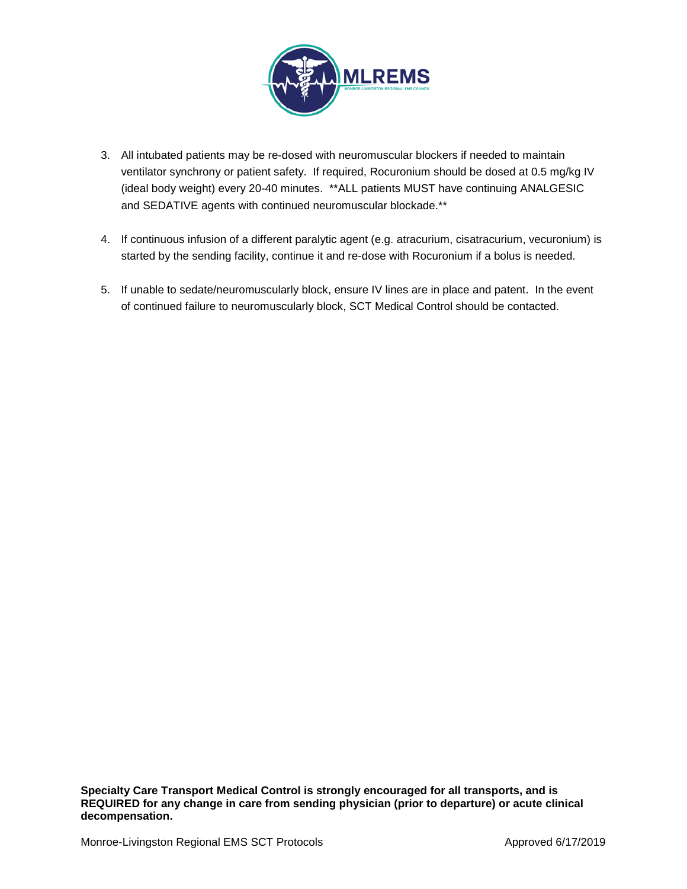3. All intubated patients may be re-dosed with neuromuscular blockers if needed to maintain ventilator synchrony or patient safety. If required, Rocuronium should be dosed at 0.5 mg/kg IV (ideal body weight) every 20-40 minutes. **ALL patients MUST have continuing ANALGESIC and SEDATIVE agents with continued neuromuscular blockade.**

4. If continuous infusion of a different paralytic agent (e.g. atracurium, cisatracurium, vecuronium) is started by the sending facility, continue it and re-dose with Rocuronium if a bolus is needed.

5. If unable to sedate/neuromuscularly block, ensure IV lines are in place and patent. In the event of continued failure to neuromuscularly block, SCT Medical Control should be contacted.

**Specialty Care Transport Medical Control is strongly encouraged for all transports, and is REQUIRED for any change in care from sending physician (prior to departure) or acute clinical decompensation.**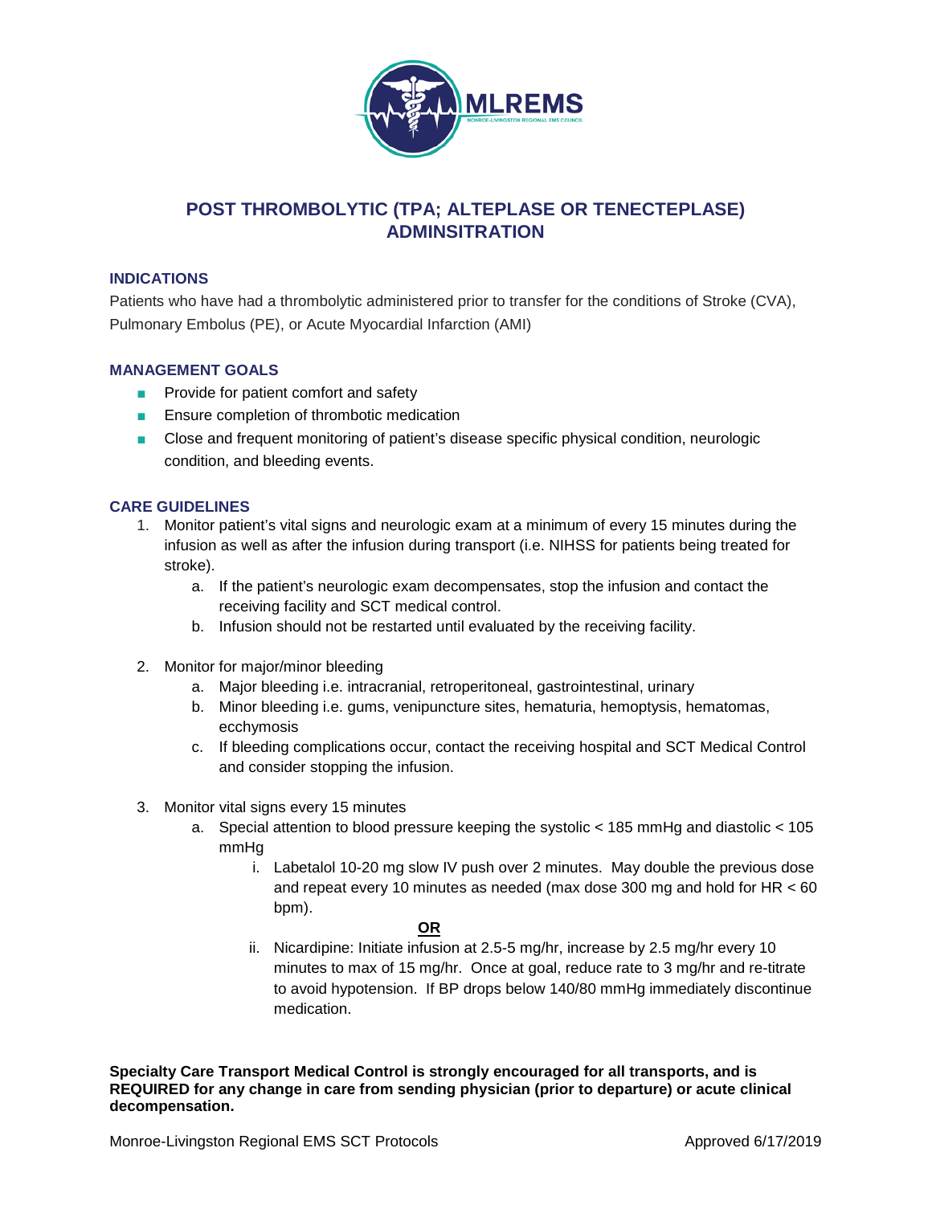# POST THROMBOLYTIC (TPA; ALTEPLASE OR TENECTEPLASE) ADMINSITRATION

## INDICATIONS

Patients who have had a thrombolytic administered prior to transfer for the conditions of Stroke (CVA), Pulmonary Embolus (PE), or Acute Myocardial Infarction (AMI)

## MANAGEMENT GOALS

- Provide for patient comfort and safety
- Ensure completion of thrombotic medication
- Close and frequent monitoring of patient's disease specific physical condition, neurologic condition, and bleeding events.

## CARE GUIDELINES

1. Monitor patient's vital signs and neurologic exam at a minimum of every 15 minutes during the infusion as well as after the infusion during transport (i.e. NIHSS for patients being treated for stroke).
   a. If the patient's neurologic exam decompensates, stop the infusion and contact the receiving facility and SCT medical control.
   b. Infusion should not be restarted until evaluated by the receiving facility.

2. Monitor for major/minor bleeding
   a. Major bleeding i.e. intracranial, retroperitoneal, gastrointestinal, urinary
   b. Minor bleeding i.e. gums, venipuncture sites, hematuria, hemoptysis, hematomas, ecchymosis
   c. If bleeding complications occur, contact the receiving hospital and SCT Medical Control and consider stopping the infusion.

3. Monitor vital signs every 15 minutes
   a. Special attention to blood pressure keeping the systolic < 185 mmHg and diastolic < 105 mmHg
      i. Labetalol 10-20 mg slow IV push over 2 minutes. May double the previous dose and repeat every 10 minutes as needed (max dose 300 mg and hold for HR < 60 bpm).

      **OR**

      ii. Nicardipine: Initiate infusion at 2.5-5 mg/hr, increase by 2.5 mg/hr every 10 minutes to max of 15 mg/hr. Once at goal, reduce rate to 3 mg/hr and re-titrate to avoid hypotension. If BP drops below 140/80 mmHg immediately discontinue medication.

**Specialty Care Transport Medical Control is strongly encouraged for all transports, and is REQUIRED for any change in care from sending physician (prior to departure) or acute clinical decompensation.**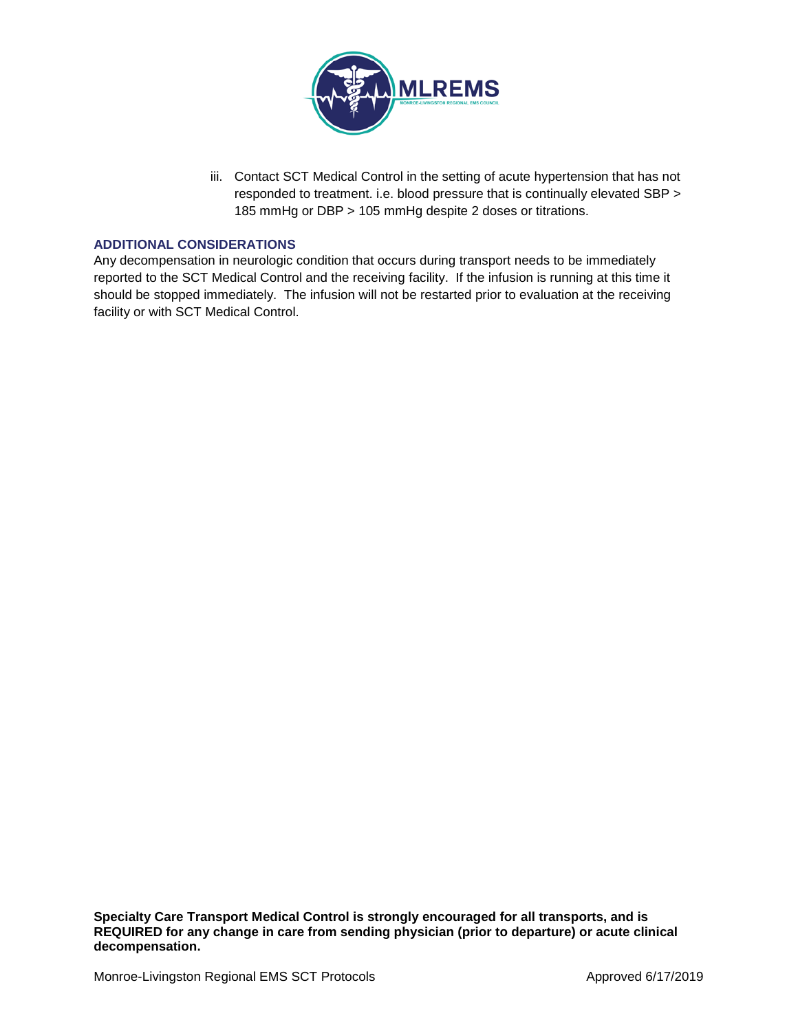iii. Contact SCT Medical Control in the setting of acute hypertension that has not responded to treatment. i.e. blood pressure that is continually elevated SBP > 185 mmHg or DBP > 105 mmHg despite 2 doses or titrations.

## ADDITIONAL CONSIDERATIONS

Any decompensation in neurologic condition that occurs during transport needs to be immediately reported to the SCT Medical Control and the receiving facility. If the infusion is running at this time it should be stopped immediately. The infusion will not be restarted prior to evaluation at the receiving facility or with SCT Medical Control.

**Specialty Care Transport Medical Control is strongly encouraged for all transports, and is REQUIRED for any change in care from sending physician (prior to departure) or acute clinical decompensation.**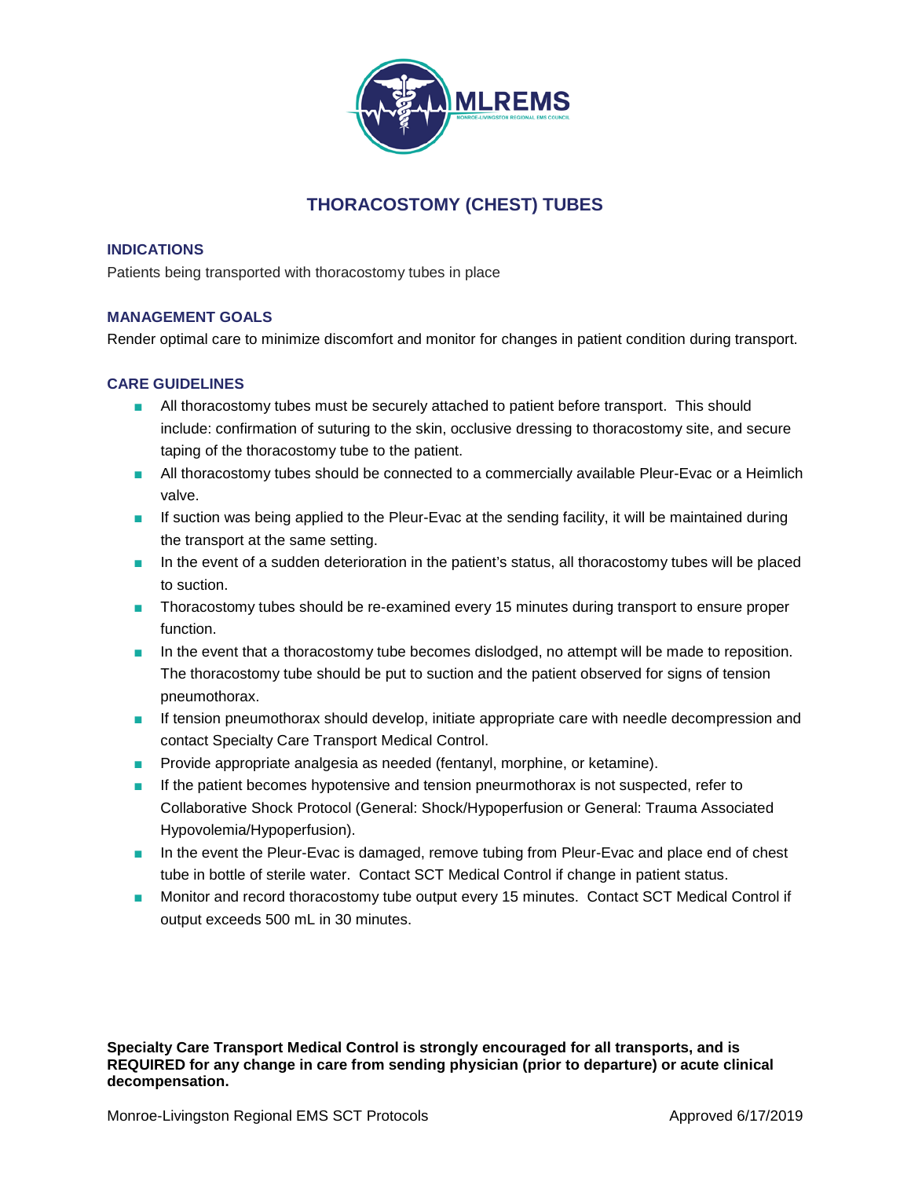# THORACOSTOMY (CHEST) TUBES

## INDICATIONS

Patients being transported with thoracostomy tubes in place

## MANAGEMENT GOALS

Render optimal care to minimize discomfort and monitor for changes in patient condition during transport.

## CARE GUIDELINES

- All thoracostomy tubes must be securely attached to patient before transport. This should include: confirmation of suturing to the skin, occlusive dressing to thoracostomy site, and secure taping of the thoracostomy tube to the patient.
- All thoracostomy tubes should be connected to a commercially available Pleur-Evac or a Heimlich valve.
- If suction was being applied to the Pleur-Evac at the sending facility, it will be maintained during the transport at the same setting.
- In the event of a sudden deterioration in the patient's status, all thoracostomy tubes will be placed to suction.
- Thoracostomy tubes should be re-examined every 15 minutes during transport to ensure proper function.
- In the event that a thoracostomy tube becomes dislodged, no attempt will be made to reposition. The thoracostomy tube should be put to suction and the patient observed for signs of tension pneumothorax.
- If tension pneumothorax should develop, initiate appropriate care with needle decompression and contact Specialty Care Transport Medical Control.
- Provide appropriate analgesia as needed (fentanyl, morphine, or ketamine).
- If the patient becomes hypotensive and tension pneurmothorax is not suspected, refer to Collaborative Shock Protocol (General: Shock/Hypoperfusion or General: Trauma Associated Hypovolemia/Hypoperfusion).
- In the event the Pleur-Evac is damaged, remove tubing from Pleur-Evac and place end of chest tube in bottle of sterile water. Contact SCT Medical Control if change in patient status.
- Monitor and record thoracostomy tube output every 15 minutes. Contact SCT Medical Control if output exceeds 500 mL in 30 minutes.

**Specialty Care Transport Medical Control is strongly encouraged for all transports, and is REQUIRED for any change in care from sending physician (prior to departure) or acute clinical decompensation.**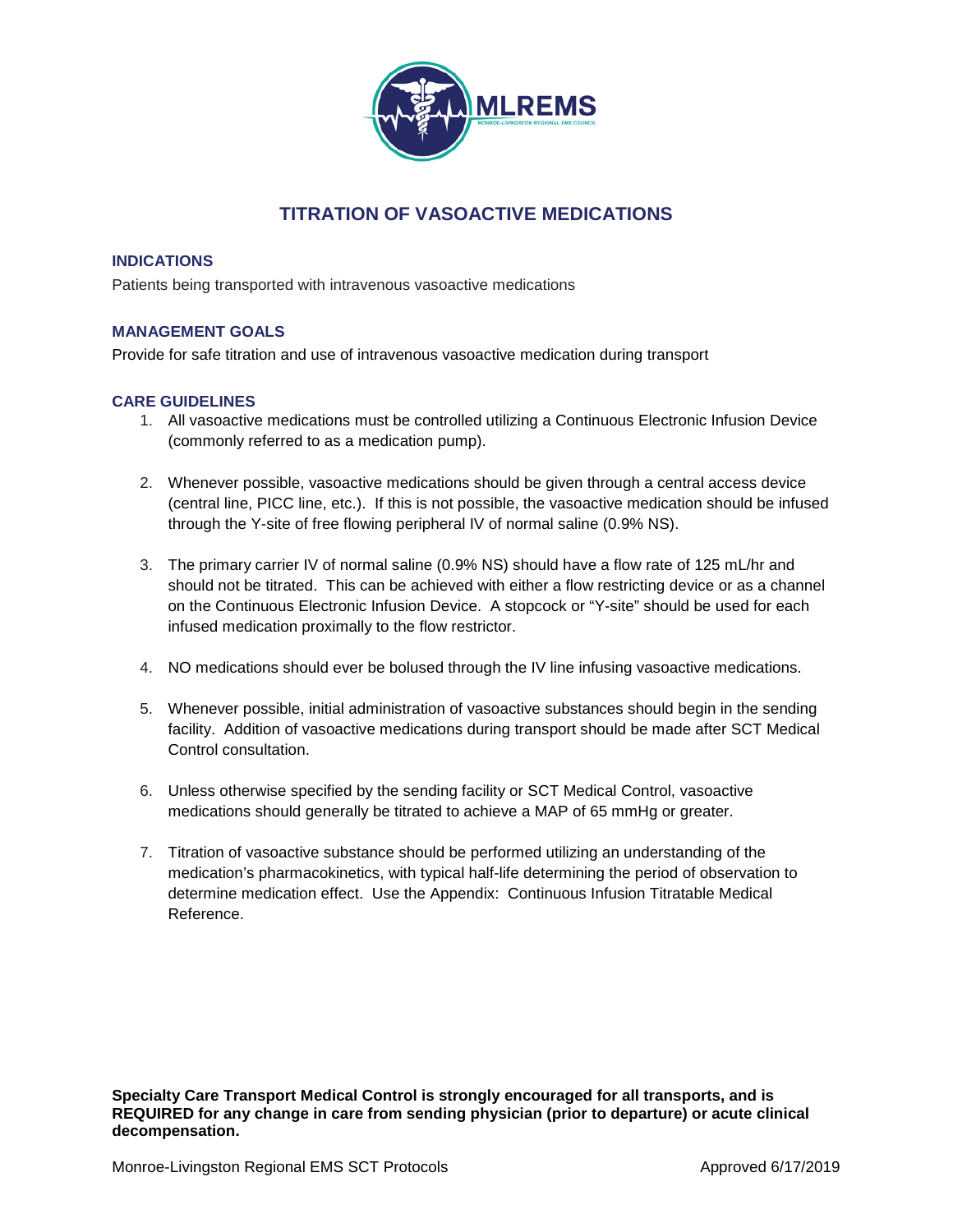# TITRATION OF VASOACTIVE MEDICATIONS

## INDICATIONS

Patients being transported with intravenous vasoactive medications

## MANAGEMENT GOALS

Provide for safe titration and use of intravenous vasoactive medication during transport

## CARE GUIDELINES

1. All vasoactive medications must be controlled utilizing a Continuous Electronic Infusion Device (commonly referred to as a medication pump).

2. Whenever possible, vasoactive medications should be given through a central access device (central line, PICC line, etc.). If this is not possible, the vasoactive medication should be infused through the Y-site of free flowing peripheral IV of normal saline (0.9% NS).

3. The primary carrier IV of normal saline (0.9% NS) should have a flow rate of 125 mL/hr and should not be titrated. This can be achieved with either a flow restricting device or as a channel on the Continuous Electronic Infusion Device. A stopcock or "Y-site" should be used for each infused medication proximally to the flow restrictor.

4. NO medications should ever be bolused through the IV line infusing vasoactive medications.

5. Whenever possible, initial administration of vasoactive substances should begin in the sending facility. Addition of vasoactive medications during transport should be made after SCT Medical Control consultation.

6. Unless otherwise specified by the sending facility or SCT Medical Control, vasoactive medications should generally be titrated to achieve a MAP of 65 mmHg or greater.

7. Titration of vasoactive substance should be performed utilizing an understanding of the medication's pharmacokinetics, with typical half-life determining the period of observation to determine medication effect. Use the Appendix: Continuous Infusion Titratable Medical Reference.

**Specialty Care Transport Medical Control is strongly encouraged for all transports, and is REQUIRED for any change in care from sending physician (prior to departure) or acute clinical decompensation.**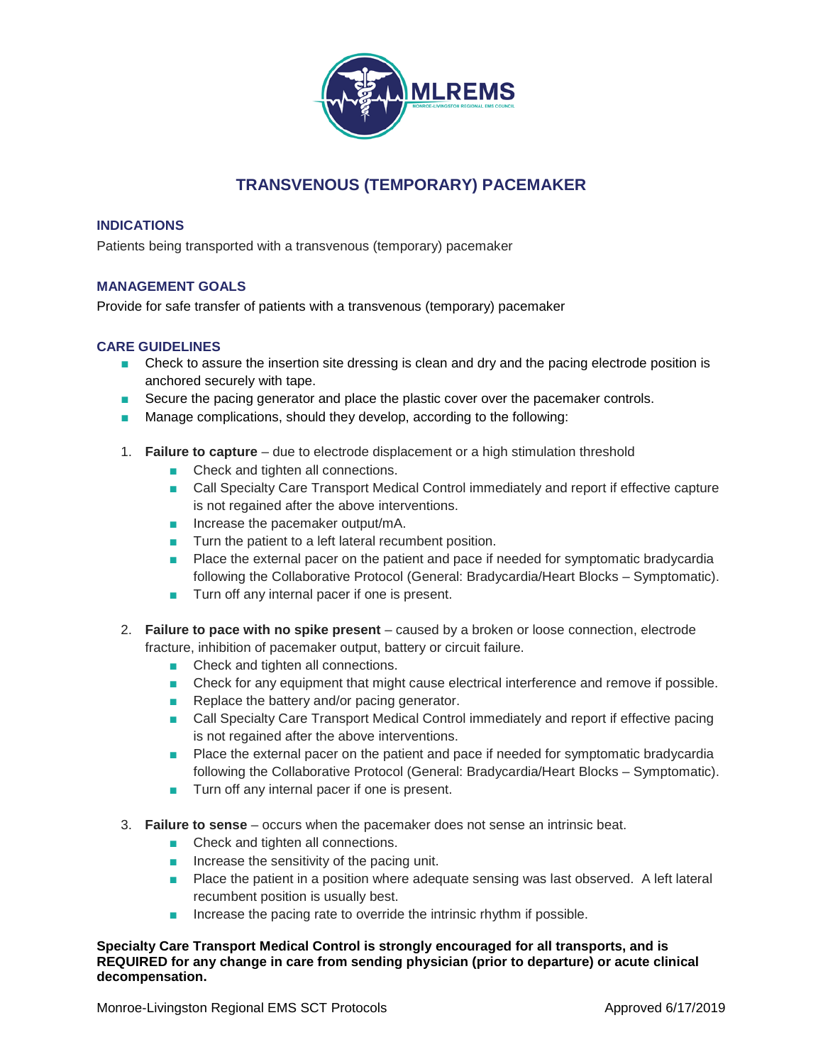# TRANSVENOUS (TEMPORARY) PACEMAKER

## INDICATIONS

Patients being transported with a transvenous (temporary) pacemaker

## MANAGEMENT GOALS

Provide for safe transfer of patients with a transvenous (temporary) pacemaker

## CARE GUIDELINES

- Check to assure the insertion site dressing is clean and dry and the pacing electrode position is anchored securely with tape.
- Secure the pacing generator and place the plastic cover over the pacemaker controls.
- Manage complications, should they develop, according to the following:

1. **Failure to capture** – due to electrode displacement or a high stimulation threshold
   - Check and tighten all connections.
   - Call Specialty Care Transport Medical Control immediately and report if effective capture is not regained after the above interventions.
   - Increase the pacemaker output/mA.
   - Turn the patient to a left lateral recumbent position.
   - Place the external pacer on the patient and pace if needed for symptomatic bradycardia following the Collaborative Protocol (General: Bradycardia/Heart Blocks – Symptomatic).
   - Turn off any internal pacer if one is present.

2. **Failure to pace with no spike present** – caused by a broken or loose connection, electrode fracture, inhibition of pacemaker output, battery or circuit failure.
   - Check and tighten all connections.
   - Check for any equipment that might cause electrical interference and remove if possible.
   - Replace the battery and/or pacing generator.
   - Call Specialty Care Transport Medical Control immediately and report if effective pacing is not regained after the above interventions.
   - Place the external pacer on the patient and pace if needed for symptomatic bradycardia following the Collaborative Protocol (General: Bradycardia/Heart Blocks – Symptomatic).
   - Turn off any internal pacer if one is present.

3. **Failure to sense** – occurs when the pacemaker does not sense an intrinsic beat.
   - Check and tighten all connections.
   - Increase the sensitivity of the pacing unit.
   - Place the patient in a position where adequate sensing was last observed. A left lateral recumbent position is usually best.
   - Increase the pacing rate to override the intrinsic rhythm if possible.

**Specialty Care Transport Medical Control is strongly encouraged for all transports, and is REQUIRED for any change in care from sending physician (prior to departure) or acute clinical decompensation.**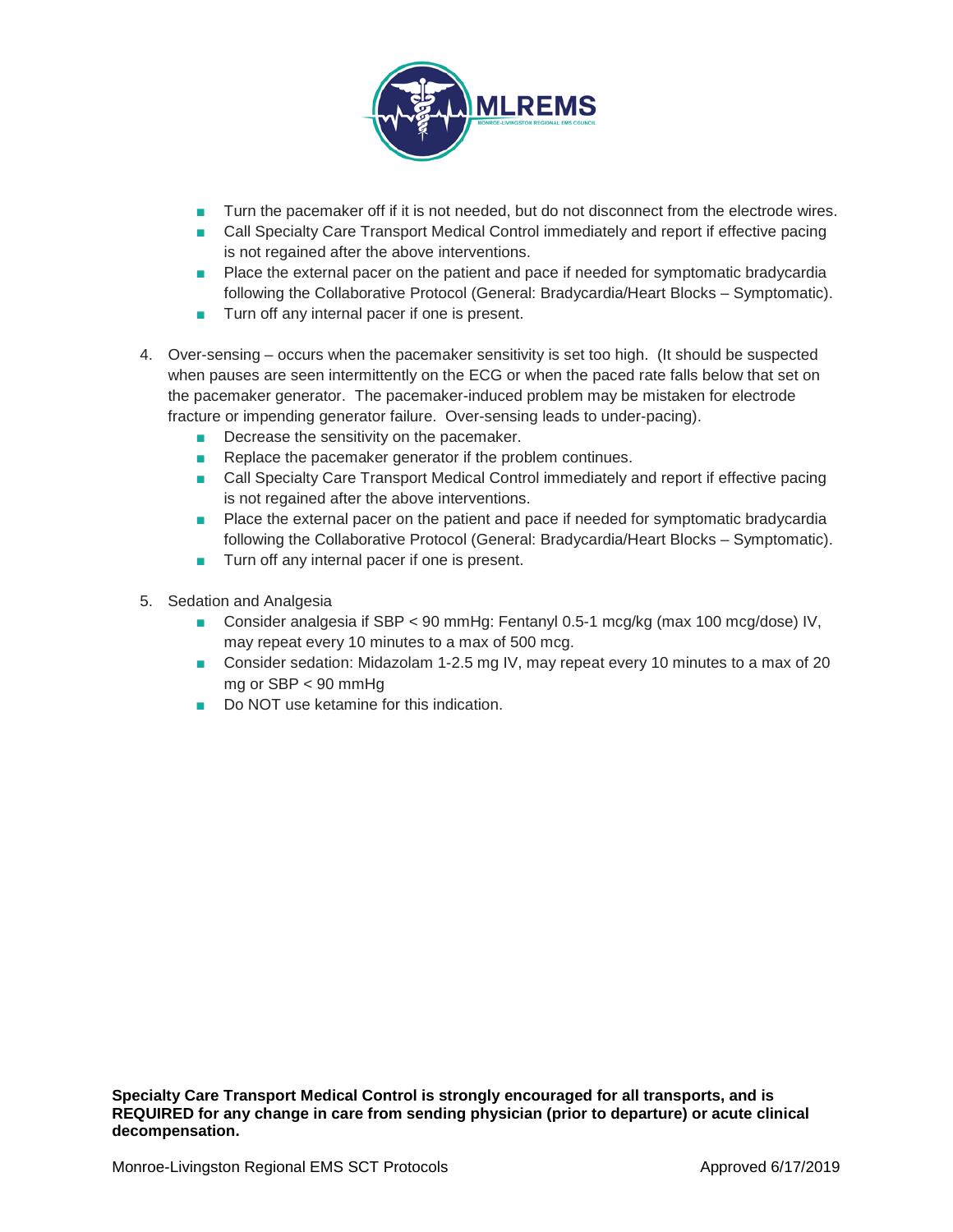- Turn the pacemaker off if it is not needed, but do not disconnect from the electrode wires.
- Call Specialty Care Transport Medical Control immediately and report if effective pacing is not regained after the above interventions.
- Place the external pacer on the patient and pace if needed for symptomatic bradycardia following the Collaborative Protocol (General: Bradycardia/Heart Blocks – Symptomatic).
- Turn off any internal pacer if one is present.

4. Over-sensing – occurs when the pacemaker sensitivity is set too high. (It should be suspected when pauses are seen intermittently on the ECG or when the paced rate falls below that set on the pacemaker generator. The pacemaker-induced problem may be mistaken for electrode fracture or impending generator failure. Over-sensing leads to under-pacing).
   - Decrease the sensitivity on the pacemaker.
   - Replace the pacemaker generator if the problem continues.
   - Call Specialty Care Transport Medical Control immediately and report if effective pacing is not regained after the above interventions.
   - Place the external pacer on the patient and pace if needed for symptomatic bradycardia following the Collaborative Protocol (General: Bradycardia/Heart Blocks – Symptomatic).
   - Turn off any internal pacer if one is present.

5. Sedation and Analgesia
   - Consider analgesia if SBP < 90 mmHg: Fentanyl 0.5-1 mcg/kg (max 100 mcg/dose) IV, may repeat every 10 minutes to a max of 500 mcg.
   - Consider sedation: Midazolam 1-2.5 mg IV, may repeat every 10 minutes to a max of 20 mg or SBP < 90 mmHg
   - Do NOT use ketamine for this indication.

**Specialty Care Transport Medical Control is strongly encouraged for all transports, and is REQUIRED for any change in care from sending physician (prior to departure) or acute clinical decompensation.**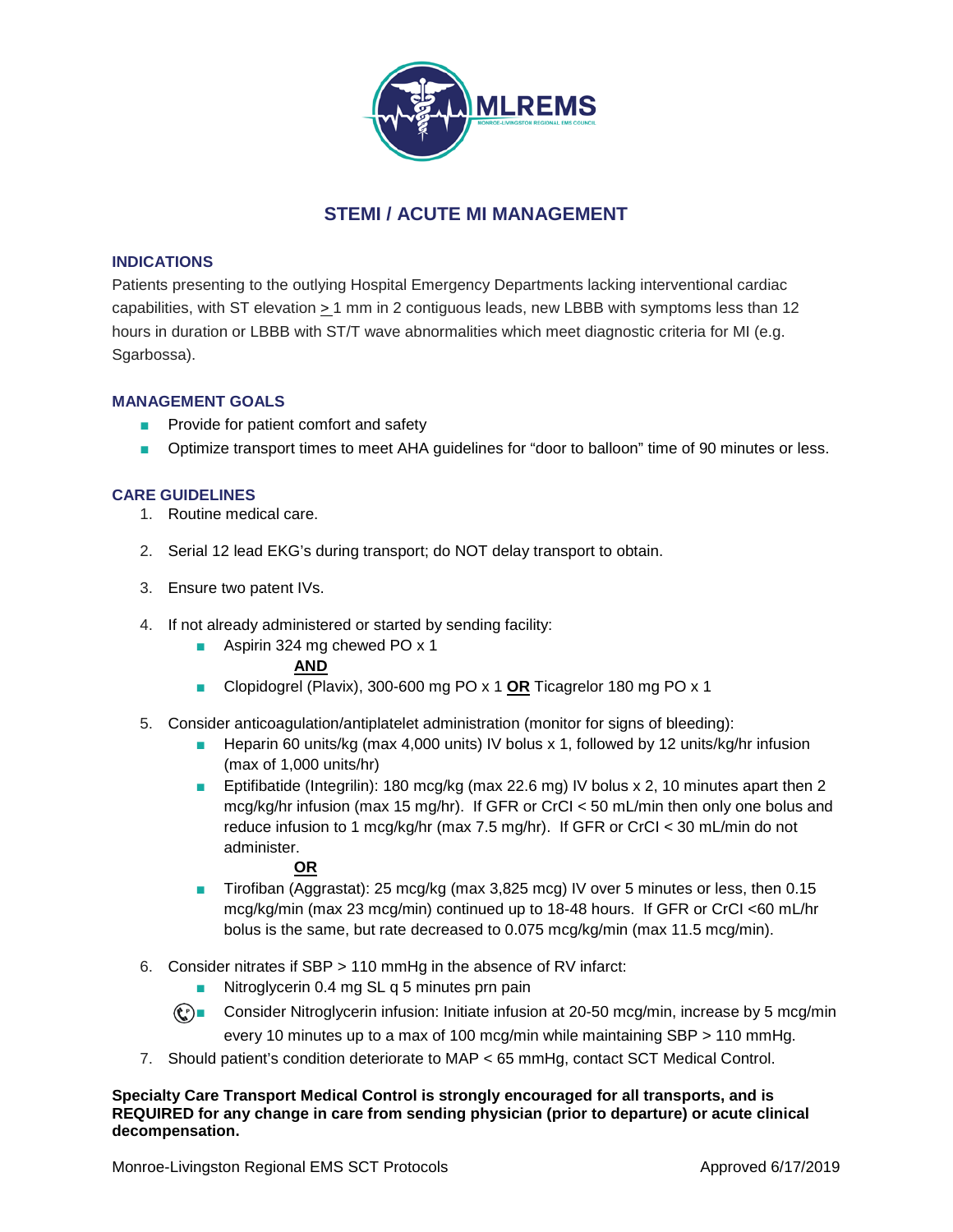# STEMI / ACUTE MI MANAGEMENT

## INDICATIONS

Patients presenting to the outlying Hospital Emergency Departments lacking interventional cardiac capabilities, with ST elevation ≥ 1 mm in 2 contiguous leads, new LBBB with symptoms less than 12 hours in duration or LBBB with ST/T wave abnormalities which meet diagnostic criteria for MI (e.g. Sgarbossa).

## MANAGEMENT GOALS

- Provide for patient comfort and safety
- Optimize transport times to meet AHA guidelines for "door to balloon" time of 90 minutes or less.

## CARE GUIDELINES

1. Routine medical care.

2. Serial 12 lead EKG's during transport; do NOT delay transport to obtain.

3. Ensure two patent IVs.

4. If not already administered or started by sending facility:
   - Aspirin 324 mg chewed PO x 1

     **AND**
   - Clopidogrel (Plavix), 300-600 mg PO x 1 **OR** Ticagrelor 180 mg PO x 1

5. Consider anticoagulation/antiplatelet administration (monitor for signs of bleeding):
   - Heparin 60 units/kg (max 4,000 units) IV bolus x 1, followed by 12 units/kg/hr infusion (max of 1,000 units/hr)
   - Eptifibatide (Integrilin): 180 mcg/kg (max 22.6 mg) IV bolus x 2, 10 minutes apart then 2 mcg/kg/hr infusion (max 15 mg/hr). If GFR or CrCl < 50 mL/min then only one bolus and reduce infusion to 1 mcg/kg/hr (max 7.5 mg/hr). If GFR or CrCl < 30 mL/min do not administer.

     **OR**
   - Tirofiban (Aggrastat): 25 mcg/kg (max 3,825 mcg) IV over 5 minutes or less, then 0.15 mcg/kg/min (max 23 mcg/min) continued up to 18-48 hours. If GFR or CrCl <60 mL/hr bolus is the same, but rate decreased to 0.075 mcg/kg/min (max 11.5 mcg/min).

6. Consider nitrates if SBP > 110 mmHg in the absence of RV infarct:
   - Nitroglycerin 0.4 mg SL q 5 minutes prn pain
   - Consider Nitroglycerin infusion: Initiate infusion at 20-50 mcg/min, increase by 5 mcg/min every 10 minutes up to a max of 100 mcg/min while maintaining SBP > 110 mmHg.

7. Should patient's condition deteriorate to MAP < 65 mmHg, contact SCT Medical Control.

**Specialty Care Transport Medical Control is strongly encouraged for all transports, and is REQUIRED for any change in care from sending physician (prior to departure) or acute clinical decompensation.**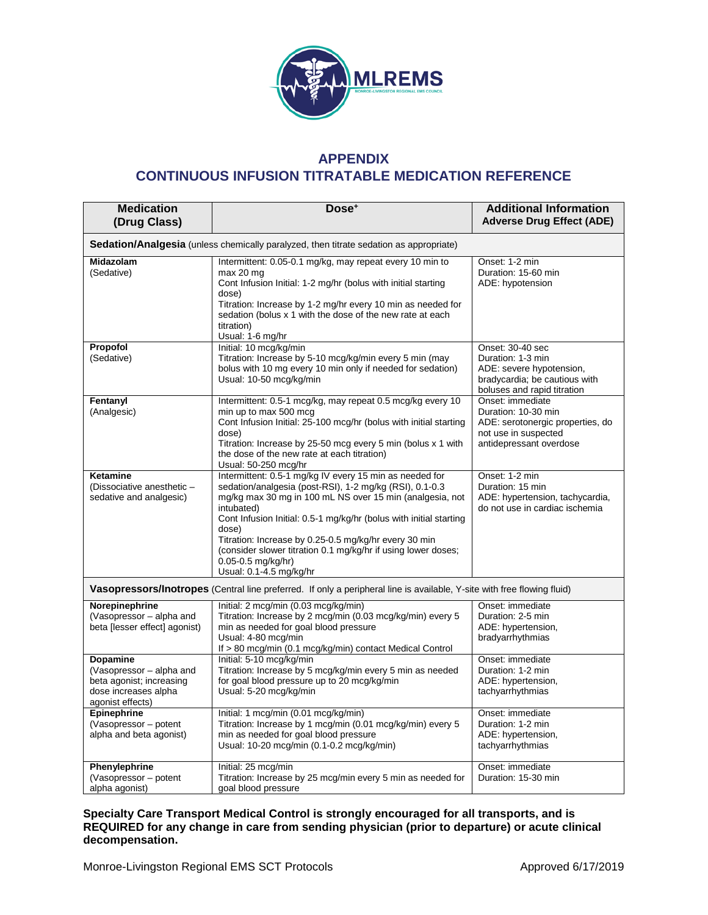# APPENDIX
# CONTINUOUS INFUSION TITRATABLE MEDICATION REFERENCE

| Medication (Drug Class) | Dose[+] | Additional Information Adverse Drug Effect (ADE) |
|---|---|---|
| **Sedation/Analgesia** (unless chemically paralyzed, then titrate sedation as appropriate) | | |
| **Midazolam** (Sedative) | Intermittent: 0.05-0.1 mg/kg, may repeat every 10 min to max 20 mg<br>Cont Infusion Initial: 1-2 mg/hr (bolus with initial starting dose)<br>Titration: Increase by 1-2 mg/hr every 10 min as needed for sedation (bolus x 1 with the dose of the new rate at each titration)<br>Usual: 1-6 mg/hr | Onset: 1-2 min<br>Duration: 15-60 min<br>ADE: hypotension |
| **Propofol** (Sedative) | Initial: 10 mcg/kg/min<br>Titration: Increase by 5-10 mcg/kg/min every 5 min (may bolus with 10 mg every 10 min only if needed for sedation)<br>Usual: 10-50 mcg/kg/min | Onset: 30-40 sec<br>Duration: 1-3 min<br>ADE: severe hypotension, bradycardia; be cautious with boluses and rapid titration |
| **Fentanyl** (Analgesic) | Intermittent: 0.5-1 mcg/kg, may repeat 0.5 mcg/kg every 10 min up to max 500 mcg<br>Cont Infusion Initial: 25-100 mcg/hr (bolus with initial starting dose)<br>Titration: Increase by 25-50 mcg every 5 min (bolus x 1 with the dose of the new rate at each titration)<br>Usual: 50-250 mcg/hr | Onset: immediate<br>Duration: 10-30 min<br>ADE: serotonergic properties, do not use in suspected antidepressant overdose |
| **Ketamine** (Dissociative anesthetic – sedative and analgesic) | Intermittent: 0.5-1 mg/kg IV every 15 min as needed for sedation/analgesia (post-RSI), 1-2 mg/kg (RSI), 0.1-0.3 mg/kg max 30 mg in 100 mL NS over 15 min (analgesia, not intubated)<br>Cont Infusion Initial: 0.5-1 mg/kg/hr (bolus with initial starting dose)<br>Titration: Increase by 0.25-0.5 mg/kg/hr every 30 min (consider slower titration 0.1 mg/kg/hr if using lower doses; 0.05-0.5 mg/kg/hr)<br>Usual: 0.1-4.5 mg/kg/hr | Onset: 1-2 min<br>Duration: 15 min<br>ADE: hypertension, tachycardia, do not use in cardiac ischemia |
| **Vasopressors/Inotropes** (Central line preferred. If only a peripheral line is available, Y-site with free flowing fluid) | | |
| **Norepinephrine** (Vasopressor – alpha and beta [lesser effect] agonist) | Initial: 2 mcg/min (0.03 mcg/kg/min)<br>Titration: Increase by 2 mcg/min (0.03 mcg/kg/min) every 5 min as needed for goal blood pressure<br>Usual: 4-80 mcg/min<br>If > 80 mcg/min (0.1 mcg/kg/min) contact Medical Control | Onset: immediate<br>Duration: 2-5 min<br>ADE: hypertension, bradyarrhythmias |
| **Dopamine** (Vasopressor – alpha and beta agonist; increasing dose increases alpha agonist effects) | Initial: 5-10 mcg/kg/min<br>Titration: Increase by 5 mcg/kg/min every 5 min as needed for goal blood pressure up to 20 mcg/kg/min<br>Usual: 5-20 mcg/kg/min | Onset: immediate<br>Duration: 1-2 min<br>ADE: hypertension, tachyarrhythmias |
| **Epinephrine** (Vasopressor – potent alpha and beta agonist) | Initial: 1 mcg/min (0.01 mcg/kg/min)<br>Titration: Increase by 1 mcg/min (0.01 mcg/kg/min) every 5 min as needed for goal blood pressure<br>Usual: 10-20 mcg/min (0.1-0.2 mcg/kg/min) | Onset: immediate<br>Duration: 1-2 min<br>ADE: hypertension, tachyarrhythmias |
| **Phenylephrine** (Vasopressor – potent alpha agonist) | Initial: 25 mcg/min<br>Titration: Increase by 25 mcg/min every 5 min as needed for goal blood pressure | Onset: immediate<br>Duration: 15-30 min |

**Specialty Care Transport Medical Control is strongly encouraged for all transports, and is REQUIRED for any change in care from sending physician (prior to departure) or acute clinical decompensation.**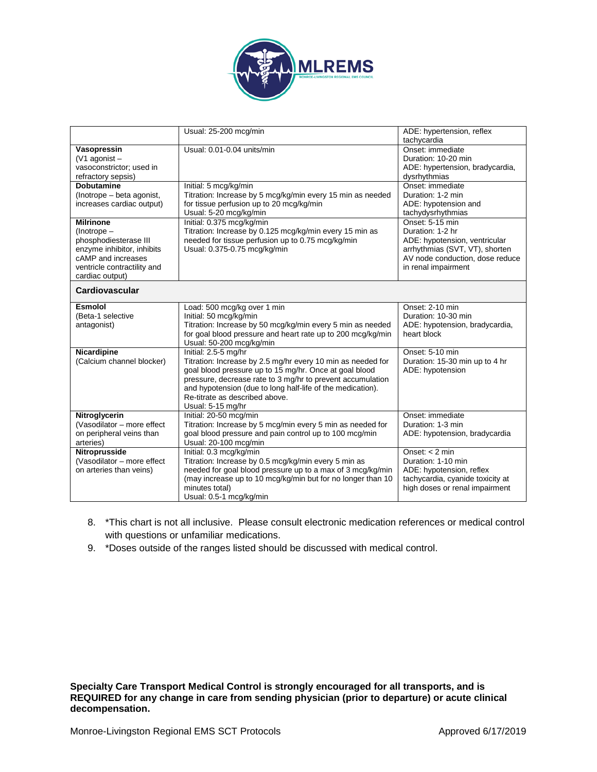| | | |
|---|---|---|
| | Usual: 25-200 mcg/min | ADE: hypertension, reflex tachycardia |
| **Vasopressin**<br>(V1 agonist – vasoconstrictor; used in refractory sepsis) | Usual: 0.01-0.04 units/min | Onset: immediate<br>Duration: 10-20 min<br>ADE: hypertension, bradycardia, dysrhythmias |
| **Dobutamine**<br>(Inotrope – beta agonist, increases cardiac output) | Initial: 5 mcg/kg/min<br>Titration: Increase by 5 mcg/kg/min every 15 min as needed for tissue perfusion up to 20 mcg/kg/min<br>Usual: 5-20 mcg/kg/min | Onset: immediate<br>Duration: 1-2 min<br>ADE: hypotension and tachydysrhythmias |
| **Milrinone**<br>(Inotrope – phosphodiesterase III enzyme inhibitor, inhibits cAMP and increases ventricle contractility and cardiac output) | Initial: 0.375 mcg/kg/min<br>Titration: Increase by 0.125 mcg/kg/min every 15 min as needed for tissue perfusion up to 0.75 mcg/kg/min<br>Usual: 0.375-0.75 mcg/kg/min | Onset: 5-15 min<br>Duration: 1-2 hr<br>ADE: hypotension, ventricular arrhythmias (SVT, VT), shorten AV node conduction, dose reduce in renal impairment |
| **Cardiovascular** | | |
| **Esmolol**<br>(Beta-1 selective antagonist) | Load: 500 mcg/kg over 1 min<br>Initial: 50 mcg/kg/min<br>Titration: Increase by 50 mcg/kg/min every 5 min as needed for goal blood pressure and heart rate up to 200 mcg/kg/min<br>Usual: 50-200 mcg/kg/min | Onset: 2-10 min<br>Duration: 10-30 min<br>ADE: hypotension, bradycardia, heart block |
| **Nicardipine**<br>(Calcium channel blocker) | Initial: 2.5-5 mg/hr<br>Titration: Increase by 2.5 mg/hr every 10 min as needed for goal blood pressure up to 15 mg/hr. Once at goal blood pressure, decrease rate to 3 mg/hr to prevent accumulation and hypotension (due to long half-life of the medication). Re-titrate as described above.<br>Usual: 5-15 mg/hr | Onset: 5-10 min<br>Duration: 15-30 min up to 4 hr<br>ADE: hypotension |
| **Nitroglycerin**<br>(Vasodilator – more effect on peripheral veins than arteries) | Initial: 20-50 mcg/min<br>Titration: Increase by 5 mcg/min every 5 min as needed for goal blood pressure and pain control up to 100 mcg/min<br>Usual: 20-100 mcg/min | Onset: immediate<br>Duration: 1-3 min<br>ADE: hypotension, bradycardia |
| **Nitroprusside**<br>(Vasodilator – more effect on arteries than veins) | Initial: 0.3 mcg/kg/min<br>Titration: Increase by 0.5 mcg/kg/min every 5 min as needed for goal blood pressure up to a max of 3 mcg/kg/min (may increase up to 10 mcg/kg/min but for no longer than 10 minutes total)<br>Usual: 0.5-1 mcg/kg/min | Onset: < 2 min<br>Duration: 1-10 min<br>ADE: hypotension, reflex tachycardia, cyanide toxicity at high doses or renal impairment |

8. *This chart is not all inclusive. Please consult electronic medication references or medical control with questions or unfamiliar medications.
9. *Doses outside of the ranges listed should be discussed with medical control.

**Specialty Care Transport Medical Control is strongly encouraged for all transports, and is REQUIRED for any change in care from sending physician (prior to departure) or acute clinical decompensation.**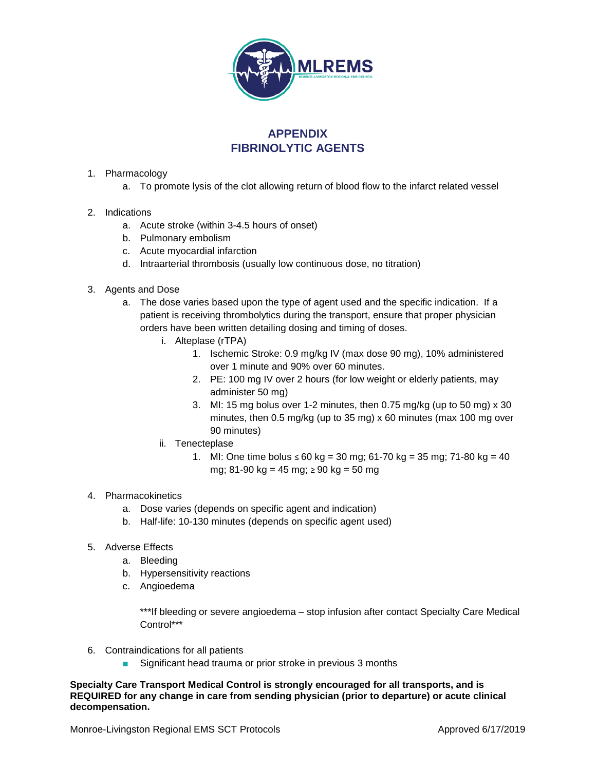# APPENDIX
# FIBRINOLYTIC AGENTS

1. Pharmacology
   a. To promote lysis of the clot allowing return of blood flow to the infarct related vessel

2. Indications
   a. Acute stroke (within 3-4.5 hours of onset)
   b. Pulmonary embolism
   c. Acute myocardial infarction
   d. Intraarterial thrombosis (usually low continuous dose, no titration)

3. Agents and Dose
   a. The dose varies based upon the type of agent used and the specific indication. If a patient is receiving thrombolytics during the transport, ensure that proper physician orders have been written detailing dosing and timing of doses.
      i. Alteplase (rTPA)
         1. Ischemic Stroke: 0.9 mg/kg IV (max dose 90 mg), 10% administered over 1 minute and 90% over 60 minutes.
         2. PE: 100 mg IV over 2 hours (for low weight or elderly patients, may administer 50 mg)
         3. MI: 15 mg bolus over 1-2 minutes, then 0.75 mg/kg (up to 50 mg) x 30 minutes, then 0.5 mg/kg (up to 35 mg) x 60 minutes (max 100 mg over 90 minutes)
      ii. Tenecteplase
         1. MI: One time bolus ≤ 60 kg = 30 mg; 61-70 kg = 35 mg; 71-80 kg = 40 mg; 81-90 kg = 45 mg; ≥ 90 kg = 50 mg

4. Pharmacokinetics
   a. Dose varies (depends on specific agent and indication)
   b. Half-life: 10-130 minutes (depends on specific agent used)

5. Adverse Effects
   a. Bleeding
   b. Hypersensitivity reactions
   c. Angioedema

   ***If bleeding or severe angioedema – stop infusion after contact Specialty Care Medical Control***

6. Contraindications for all patients
   - Significant head trauma or prior stroke in previous 3 months

**Specialty Care Transport Medical Control is strongly encouraged for all transports, and is REQUIRED for any change in care from sending physician (prior to departure) or acute clinical decompensation.**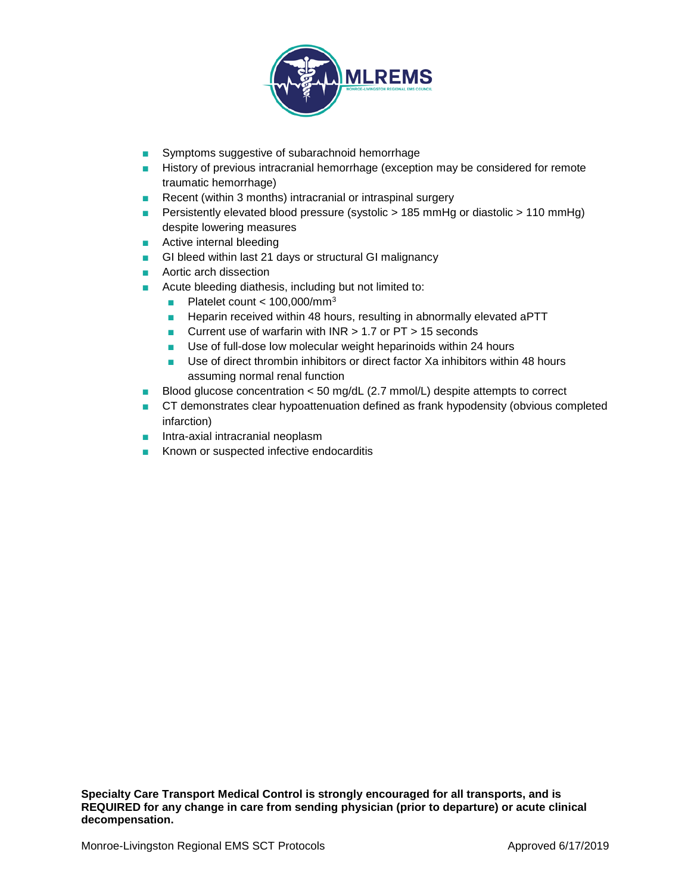- Symptoms suggestive of subarachnoid hemorrhage
- History of previous intracranial hemorrhage (exception may be considered for remote traumatic hemorrhage)
- Recent (within 3 months) intracranial or intraspinal surgery
- Persistently elevated blood pressure (systolic > 185 mmHg or diastolic > 110 mmHg) despite lowering measures
- Active internal bleeding
- GI bleed within last 21 days or structural GI malignancy
- Aortic arch dissection
- Acute bleeding diathesis, including but not limited to:
  - Platelet count < 100,000/$mm^3$
  - Heparin received within 48 hours, resulting in abnormally elevated aPTT
  - Current use of warfarin with INR > 1.7 or PT > 15 seconds
  - Use of full-dose low molecular weight heparinoids within 24 hours
  - Use of direct thrombin inhibitors or direct factor Xa inhibitors within 48 hours assuming normal renal function
- Blood glucose concentration < 50 mg/dL (2.7 mmol/L) despite attempts to correct
- CT demonstrates clear hypoattenuation defined as frank hypodensity (obvious completed infarction)
- Intra-axial intracranial neoplasm
- Known or suspected infective endocarditis

**Specialty Care Transport Medical Control is strongly encouraged for all transports, and is REQUIRED for any change in care from sending physician (prior to departure) or acute clinical decompensation.**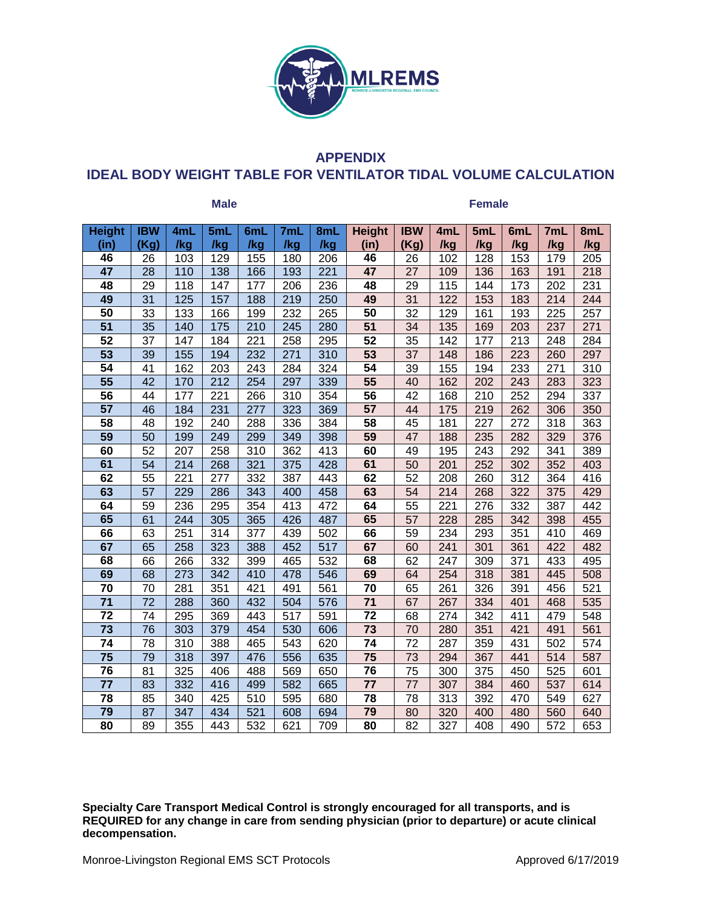## APPENDIX

## IDEAL BODY WEIGHT TABLE FOR VENTILATOR TIDAL VOLUME CALCULATION

| Male | | | | | | | Female | | | | | | |
|---|---|---|---|---|---|---|---|---|---|---|---|---|---|
| Height (in) | IBW (Kg) | 4mL /kg | 5mL /kg | 6mL /kg | 7mL /kg | 8mL /kg | Height (in) | IBW (Kg) | 4mL /kg | 5mL /kg | 6mL /kg | 7mL /kg | 8mL /kg |
| 46 | 26 | 103 | 129 | 155 | 180 | 206 | 46 | 26 | 102 | 128 | 153 | 179 | 205 |
| 47 | 28 | 110 | 138 | 166 | 193 | 221 | 47 | 27 | 109 | 136 | 163 | 191 | 218 |
| 48 | 29 | 118 | 147 | 177 | 206 | 236 | 48 | 29 | 115 | 144 | 173 | 202 | 231 |
| 49 | 31 | 125 | 157 | 188 | 219 | 250 | 49 | 31 | 122 | 153 | 183 | 214 | 244 |
| 50 | 33 | 133 | 166 | 199 | 232 | 265 | 50 | 32 | 129 | 161 | 193 | 225 | 257 |
| 51 | 35 | 140 | 175 | 210 | 245 | 280 | 51 | 34 | 135 | 169 | 203 | 237 | 271 |
| 52 | 37 | 147 | 184 | 221 | 258 | 295 | 52 | 35 | 142 | 177 | 213 | 248 | 284 |
| 53 | 39 | 155 | 194 | 232 | 271 | 310 | 53 | 37 | 148 | 186 | 223 | 260 | 297 |
| 54 | 41 | 162 | 203 | 243 | 284 | 324 | 54 | 39 | 155 | 194 | 233 | 271 | 310 |
| 55 | 42 | 170 | 212 | 254 | 297 | 339 | 55 | 40 | 162 | 202 | 243 | 283 | 323 |
| 56 | 44 | 177 | 221 | 266 | 310 | 354 | 56 | 42 | 168 | 210 | 252 | 294 | 337 |
| 57 | 46 | 184 | 231 | 277 | 323 | 369 | 57 | 44 | 175 | 219 | 262 | 306 | 350 |
| 58 | 48 | 192 | 240 | 288 | 336 | 384 | 58 | 45 | 181 | 227 | 272 | 318 | 363 |
| 59 | 50 | 199 | 249 | 299 | 349 | 398 | 59 | 47 | 188 | 235 | 282 | 329 | 376 |
| 60 | 52 | 207 | 258 | 310 | 362 | 413 | 60 | 49 | 195 | 243 | 292 | 341 | 389 |
| 61 | 54 | 214 | 268 | 321 | 375 | 428 | 61 | 50 | 201 | 252 | 302 | 352 | 403 |
| 62 | 55 | 221 | 277 | 332 | 387 | 443 | 62 | 52 | 208 | 260 | 312 | 364 | 416 |
| 63 | 57 | 229 | 286 | 343 | 400 | 458 | 63 | 54 | 214 | 268 | 322 | 375 | 429 |
| 64 | 59 | 236 | 295 | 354 | 413 | 472 | 64 | 55 | 221 | 276 | 332 | 387 | 442 |
| 65 | 61 | 244 | 305 | 365 | 426 | 487 | 65 | 57 | 228 | 285 | 342 | 398 | 455 |
| 66 | 63 | 251 | 314 | 377 | 439 | 502 | 66 | 59 | 234 | 293 | 351 | 410 | 469 |
| 67 | 65 | 258 | 323 | 388 | 452 | 517 | 67 | 60 | 241 | 301 | 361 | 422 | 482 |
| 68 | 66 | 266 | 332 | 399 | 465 | 532 | 68 | 62 | 247 | 309 | 371 | 433 | 495 |
| 69 | 68 | 273 | 342 | 410 | 478 | 546 | 69 | 64 | 254 | 318 | 381 | 445 | 508 |
| 70 | 70 | 281 | 351 | 421 | 491 | 561 | 70 | 65 | 261 | 326 | 391 | 456 | 521 |
| 71 | 72 | 288 | 360 | 432 | 504 | 576 | 71 | 67 | 267 | 334 | 401 | 468 | 535 |
| 72 | 74 | 295 | 369 | 443 | 517 | 591 | 72 | 68 | 274 | 342 | 411 | 479 | 548 |
| 73 | 76 | 303 | 379 | 454 | 530 | 606 | 73 | 70 | 280 | 351 | 421 | 491 | 561 |
| 74 | 78 | 310 | 388 | 465 | 543 | 620 | 74 | 72 | 287 | 359 | 431 | 502 | 574 |
| 75 | 79 | 318 | 397 | 476 | 556 | 635 | 75 | 73 | 294 | 367 | 441 | 514 | 587 |
| 76 | 81 | 325 | 406 | 488 | 569 | 650 | 76 | 75 | 300 | 375 | 450 | 525 | 601 |
| 77 | 83 | 332 | 416 | 499 | 582 | 665 | 77 | 77 | 307 | 384 | 460 | 537 | 614 |
| 78 | 85 | 340 | 425 | 510 | 595 | 680 | 78 | 78 | 313 | 392 | 470 | 549 | 627 |
| 79 | 87 | 347 | 434 | 521 | 608 | 694 | 79 | 80 | 320 | 400 | 480 | 560 | 640 |
| 80 | 89 | 355 | 443 | 532 | 621 | 709 | 80 | 82 | 327 | 408 | 490 | 572 | 653 |

**Specialty Care Transport Medical Control is strongly encouraged for all transports, and is REQUIRED for any change in care from sending physician (prior to departure) or acute clinical decompensation.**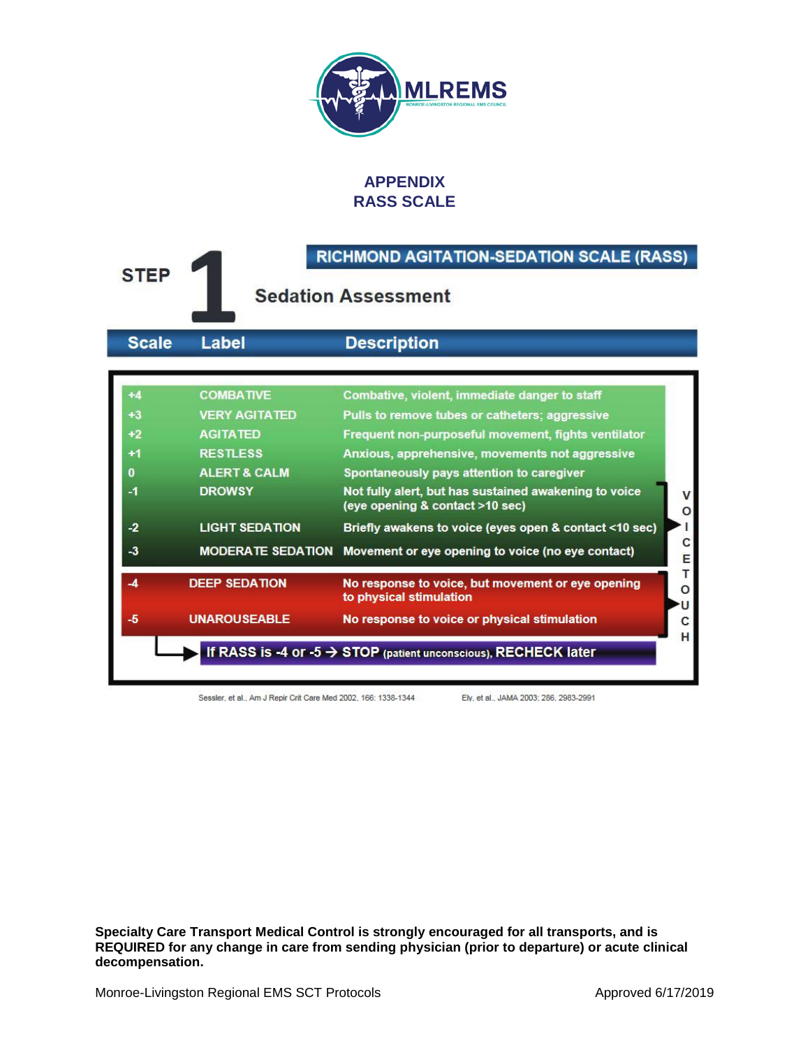MLREMS

MONROE-LIVINGSTON REGIONAL EMS COUNCIL

## APPENDIX
## RASS SCALE

### RICHMOND AGITATION-SEDATION SCALE (RASS)

**STEP 1** — **Sedation Assessment**

| Scale | Label | Description |
|---|---|---|
| +4 | COMBATIVE | Combative, violent, immediate danger to staff |
| +3 | VERY AGITATED | Pulls to remove tubes or catheters; aggressive |
| +2 | AGITATED | Frequent non-purposeful movement, fights ventilator |
| +1 | RESTLESS | Anxious, apprehensive, movements not aggressive |
| 0 | ALERT & CALM | Spontaneously pays attention to caregiver |
| -1 | DROWSY | Not fully alert, but has sustained awakening to voice (eye opening & contact >10 sec) |
| -2 | LIGHT SEDATION | Briefly awakens to voice (eyes open & contact <10 sec) |
| -3 | MODERATE SEDATION | Movement or eye opening to voice (no eye contact) |
| -4 | DEEP SEDATION | No response to voice, but movement or eye opening to physical stimulation |
| -5 | UNAROUSEABLE | No response to voice or physical stimulation |

VOICE (-1 to -3) / TOUCH (-4 to -5)

**If RASS is -4 or -5 → STOP (patient unconscious), RECHECK later**

Sessler, et al., Am J Repir Crit Care Med 2002, 166: 1338-1344    Ely, et al., JAMA 2003; 286, 2983-2991

**Specialty Care Transport Medical Control is strongly encouraged for all transports, and is REQUIRED for any change in care from sending physician (prior to departure) or acute clinical decompensation.**

Monroe-Livingston Regional EMS SCT Protocols    Approved 6/17/2019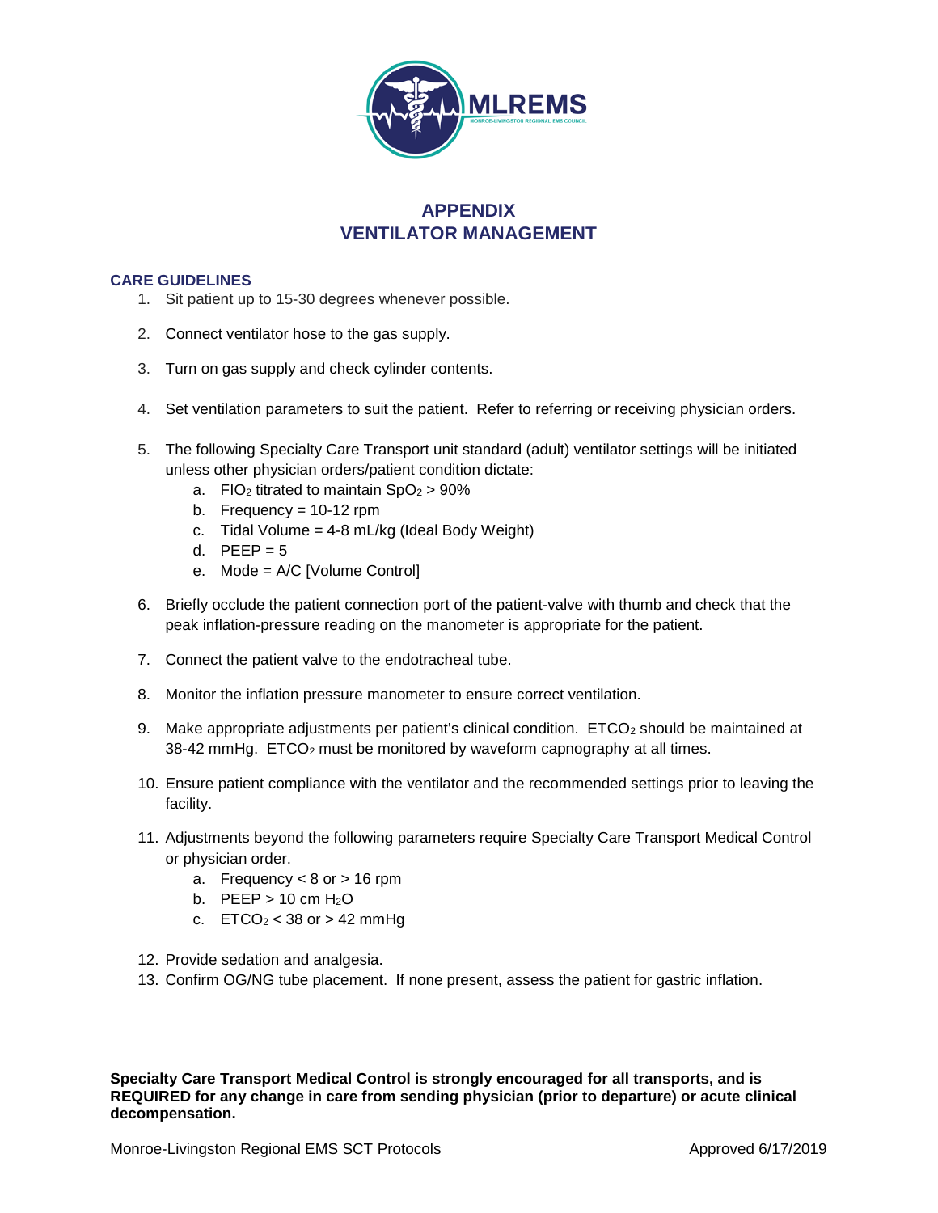MLREMS

MONROE-LIVINGSTON REGIONAL EMS COUNCIL

# APPENDIX
# VENTILATOR MANAGEMENT

## CARE GUIDELINES

1. Sit patient up to 15-30 degrees whenever possible.
2. Connect ventilator hose to the gas supply.
3. Turn on gas supply and check cylinder contents.
4. Set ventilation parameters to suit the patient. Refer to referring or receiving physician orders.
5. The following Specialty Care Transport unit standard (adult) ventilator settings will be initiated unless other physician orders/patient condition dictate:
   a. $FIO_2$ titrated to maintain $SpO_2$ > 90%
   b. Frequency = 10-12 rpm
   c. Tidal Volume = 4-8 mL/kg (Ideal Body Weight)
   d. PEEP = 5
   e. Mode = A/C [Volume Control]
6. Briefly occlude the patient connection port of the patient-valve with thumb and check that the peak inflation-pressure reading on the manometer is appropriate for the patient.
7. Connect the patient valve to the endotracheal tube.
8. Monitor the inflation pressure manometer to ensure correct ventilation.
9. Make appropriate adjustments per patient's clinical condition. $ETCO_2$ should be maintained at 38-42 mmHg. $ETCO_2$ must be monitored by waveform capnography at all times.
10. Ensure patient compliance with the ventilator and the recommended settings prior to leaving the facility.
11. Adjustments beyond the following parameters require Specialty Care Transport Medical Control or physician order.
    a. Frequency < 8 or > 16 rpm
    b. PEEP > 10 cm $H_2O$
    c. $ETCO_2$ < 38 or > 42 mmHg
12. Provide sedation and analgesia.
13. Confirm OG/NG tube placement. If none present, assess the patient for gastric inflation.

**Specialty Care Transport Medical Control is strongly encouraged for all transports, and is REQUIRED for any change in care from sending physician (prior to departure) or acute clinical decompensation.**